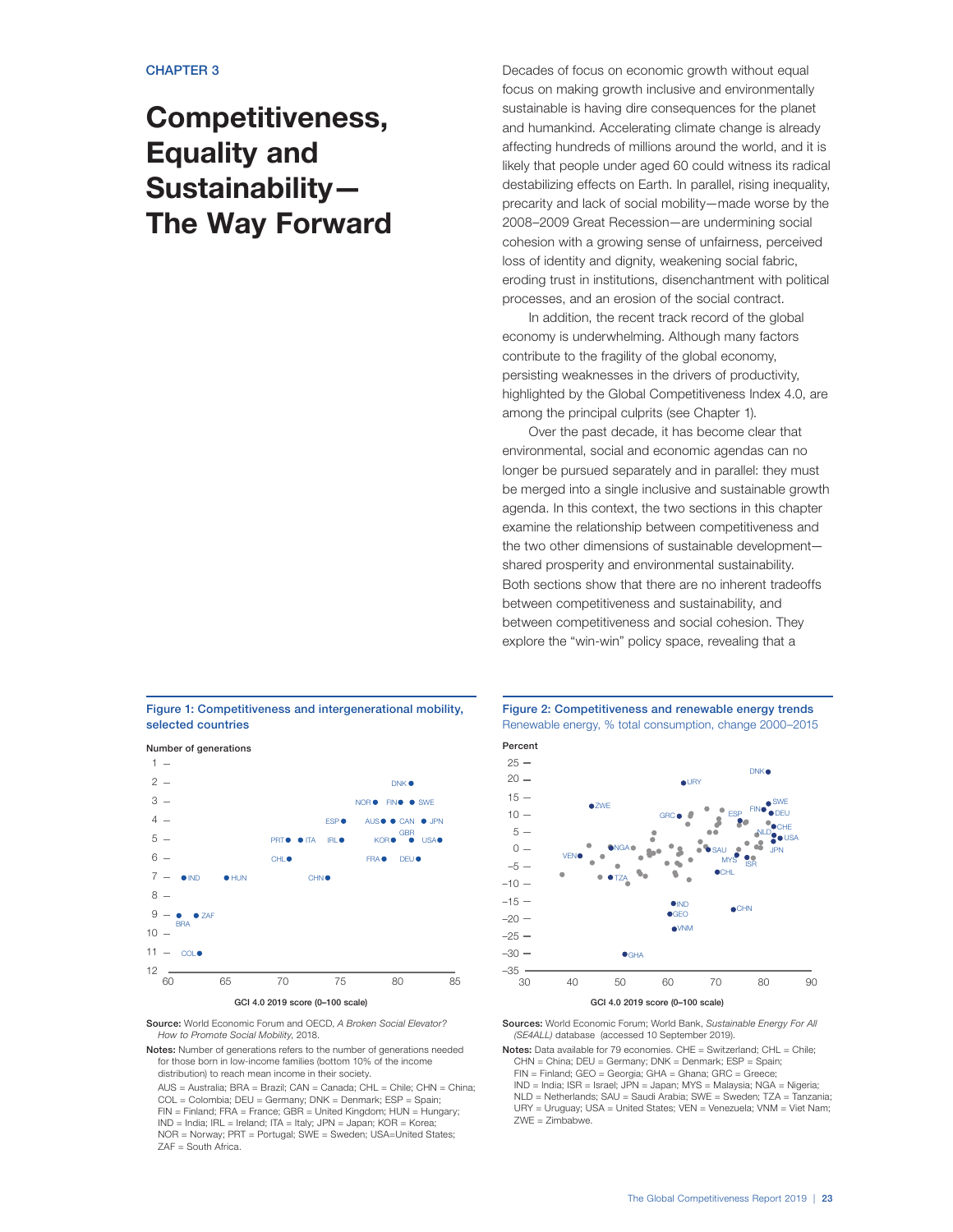CHAPTER 3

# Competitiveness, Equality and Sustainability— The Way Forward

Decades of focus on economic growth without equal focus on making growth inclusive and environmentally sustainable is having dire consequences for the planet and humankind. Accelerating climate change is already affecting hundreds of millions around the world, and it is likely that people under aged 60 could witness its radical destabilizing effects on Earth. In parallel, rising inequality, precarity and lack of social mobility—made worse by the 2008–2009 Great Recession—are undermining social cohesion with a growing sense of unfairness, perceived loss of identity and dignity, weakening social fabric, eroding trust in institutions, disenchantment with political processes, and an erosion of the social contract.

In addition, the recent track record of the global economy is underwhelming. Although many factors contribute to the fragility of the global economy, persisting weaknesses in the drivers of productivity, highlighted by the Global Competitiveness Index 4.0, are among the principal culprits (see Chapter 1).

Over the past decade, it has become clear that environmental, social and economic agendas can no longer be pursued separately and in parallel: they must be merged into a single inclusive and sustainable growth agenda. In this context, the two sections in this chapter examine the relationship between competitiveness and the two other dimensions of sustainable development—shared prosperity and environmental sustainability. Both sections show that there are no inherent tradeoffs between competitiveness and sustainability, and between competitiveness and social cohesion. They explore the "win-win" policy space, revealing that a

**Figure 1: Competitiveness and intergenerational mobility, selected countries**

Number of generations

GCI 4.0 2019 score (0–100 scale)

**Source:** World Economic Forum and OECD, *A Broken Social Elevator? How to Promote Social Mobility*, 2018.

**Notes:** Number of generations refers to the number of generations needed for those born in low-income families (bottom 10% of the income distribution) to reach mean income in their society.

AUS = Australia; BRA = Brazil; CAN = Canada; CHL = Chile; CHN = China; COL = Colombia; DEU = Germany; DNK = Denmark; ESP = Spain; FIN = Finland; FRA = France; GBR = United Kingdom; HUN = Hungary; IND = India; IRL = Ireland; ITA = Italy; JPN = Japan; KOR = Korea; NOR = Norway; PRT = Portugal; SWE = Sweden; USA=United States; ZAF = South Africa.

**Figure 2: Competitiveness and renewable energy trends**

Renewable energy, % total consumption, change 2000–2015

Percent

GCI 4.0 2019 score (0–100 scale)

**Sources:** World Economic Forum; World Bank, *Sustainable Energy For All (SE4ALL)* database (accessed 10 September 2019).

**Notes:** Data available for 79 economies. CHE = Switzerland; CHL = Chile; CHN = China; DEU = Germany; DNK = Denmark; ESP = Spain; FIN = Finland; GEO = Georgia; GHA = Ghana; GRC = Greece; IND = India; ISR = Israel; JPN = Japan; MYS = Malaysia; NGA = Nigeria; NLD = Netherlands; SAU = Saudi Arabia; SWE = Sweden; TZA = Tanzania; URY = Uruguay; USA = United States; VEN = Venezuela; VNM = Viet Nam; ZWE = Zimbabwe.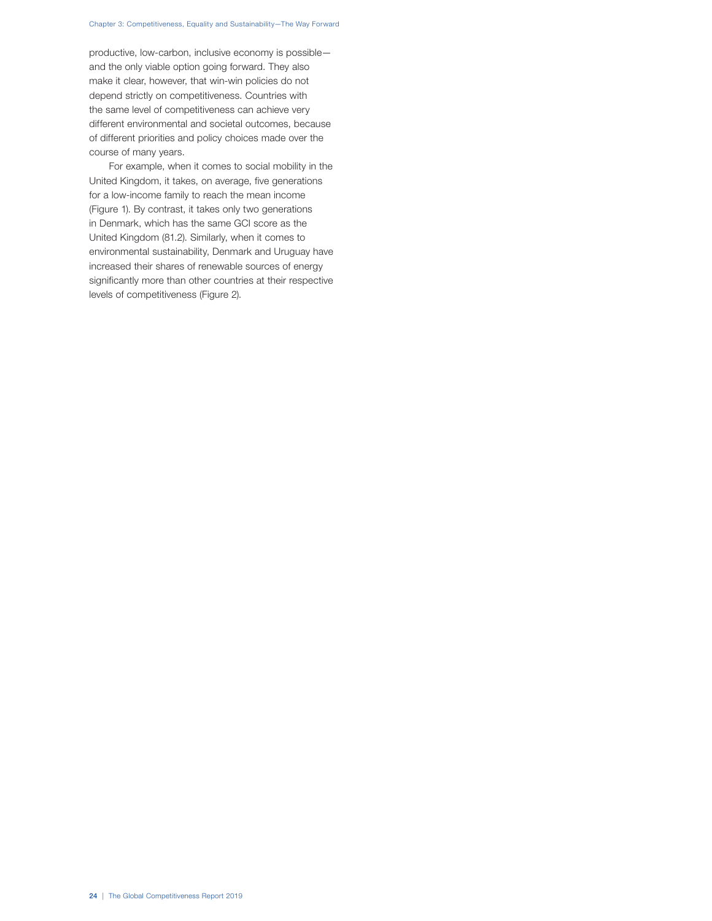productive, low-carbon, inclusive economy is possible—and the only viable option going forward. They also make it clear, however, that win-win policies do not depend strictly on competitiveness. Countries with the same level of competitiveness can achieve very different environmental and societal outcomes, because of different priorities and policy choices made over the course of many years.

For example, when it comes to social mobility in the United Kingdom, it takes, on average, five generations for a low-income family to reach the mean income (Figure 1). By contrast, it takes only two generations in Denmark, which has the same GCI score as the United Kingdom (81.2). Similarly, when it comes to environmental sustainability, Denmark and Uruguay have increased their shares of renewable sources of energy significantly more than other countries at their respective levels of competitiveness (Figure 2).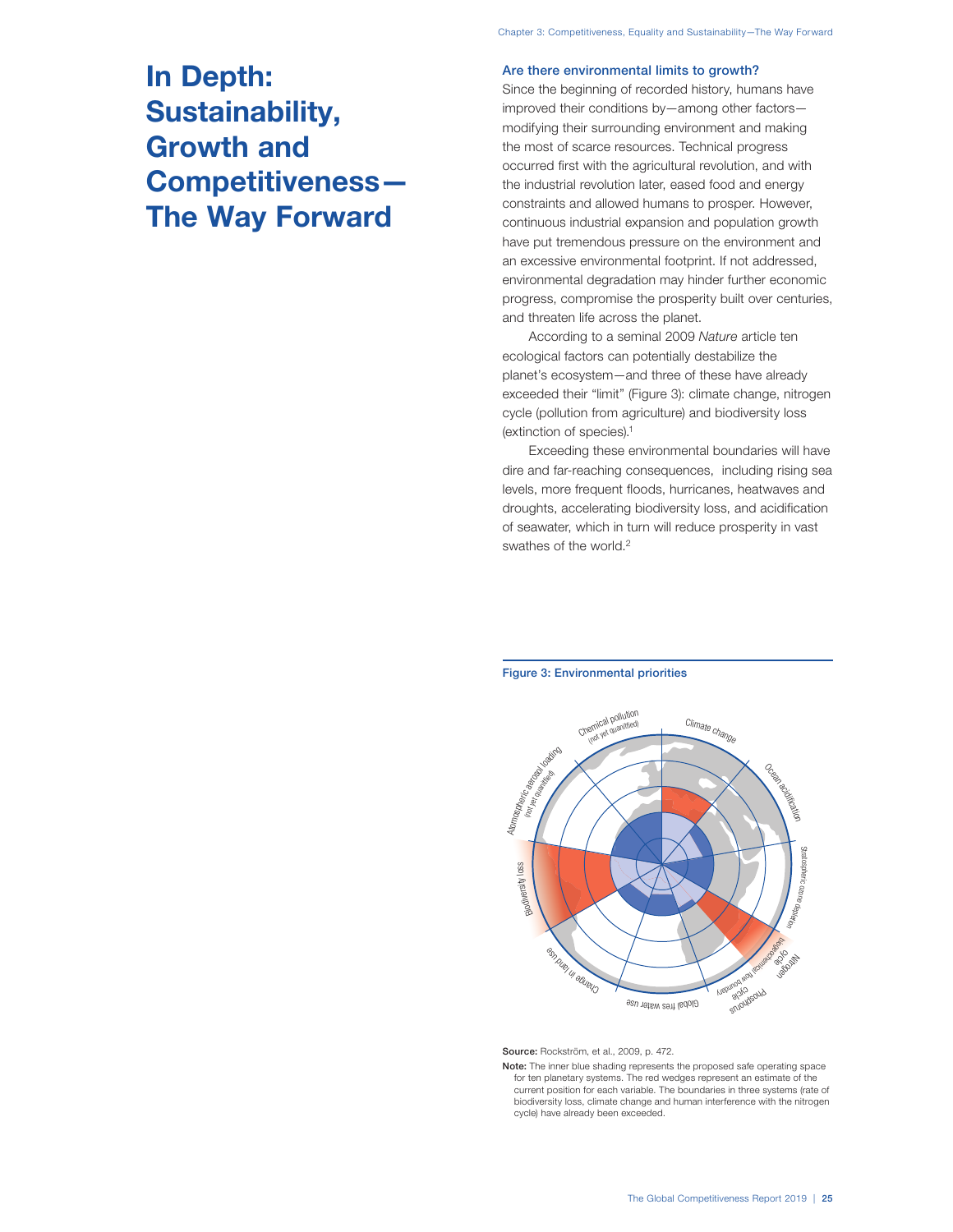# In Depth: Sustainability, Growth and Competitiveness—The Way Forward

## Are there environmental limits to growth?

Since the beginning of recorded history, humans have improved their conditions by—among other factors—modifying their surrounding environment and making the most of scarce resources. Technical progress occurred first with the agricultural revolution, and with the industrial revolution later, eased food and energy constraints and allowed humans to prosper. However, continuous industrial expansion and population growth have put tremendous pressure on the environment and an excessive environmental footprint. If not addressed, environmental degradation may hinder further economic progress, compromise the prosperity built over centuries, and threaten life across the planet.

According to a seminal 2009 *Nature* article ten ecological factors can potentially destabilize the planet's ecosystem—and three of these have already exceeded their "limit" (Figure 3): climate change, nitrogen cycle (pollution from agriculture) and biodiversity loss (extinction of species).[1]

Exceeding these environmental boundaries will have dire and far-reaching consequences, including rising sea levels, more frequent floods, hurricanes, heatwaves and droughts, accelerating biodiversity loss, and acidification of seawater, which in turn will reduce prosperity in vast swathes of the world.[2]

**Figure 3: Environmental priorities**

Chemical pollution (not yet quantified) · Climate change · Ocean acidification · Stratospheric ozone depletion · Nitrogen cycle · Phosphorus cycle (Biogeochemical flow boundary) · Global fresh water use · Change in land use · Biodiversity loss · Atmospheric aerosol loading (not yet quantified)

**Source:** Rockström, et al., 2009, p. 472.

**Note:** The inner blue shading represents the proposed safe operating space for ten planetary systems. The red wedges represent an estimate of the current position for each variable. The boundaries in three systems (rate of biodiversity loss, climate change and human interference with the nitrogen cycle) have already been exceeded.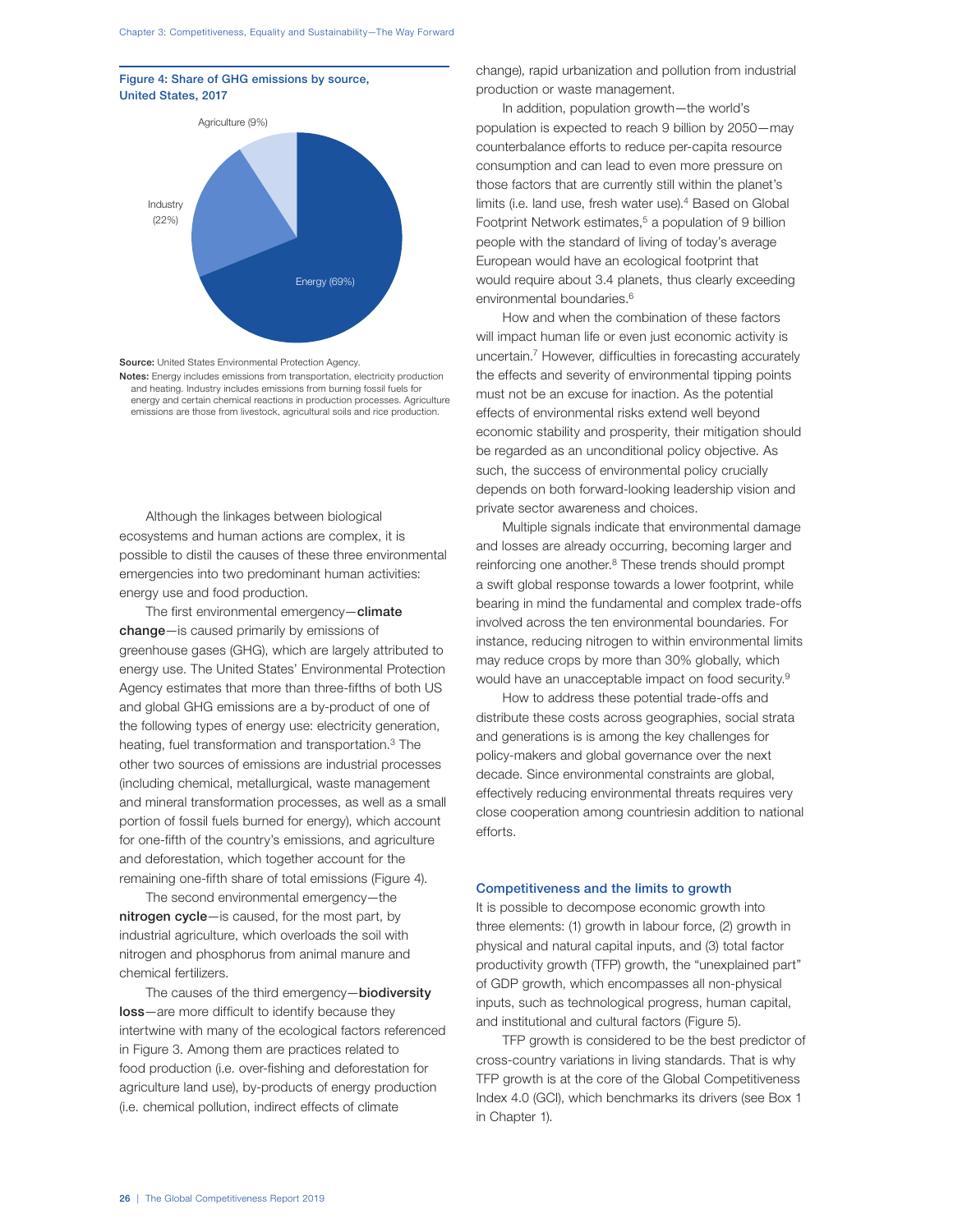**Figure 4: Share of GHG emissions by source, United States, 2017**

Agriculture (9%)

Industry (22%)

Energy (69%)

**Source:** United States Environmental Protection Agency.
**Notes:** Energy includes emissions from transportation, electricity production and heating. Industry includes emissions from burning fossil fuels for energy and certain chemical reactions in production processes. Agriculture emissions are those from livestock, agricultural soils and rice production.

Although the linkages between biological ecosystems and human actions are complex, it is possible to distil the causes of these three environmental emergencies into two predominant human activities: energy use and food production.

The first environmental emergency—**climate change**—is caused primarily by emissions of greenhouse gases (GHG), which are largely attributed to energy use. The United States' Environmental Protection Agency estimates that more than three-fifths of both US and global GHG emissions are a by-product of one of the following types of energy use: electricity generation, heating, fuel transformation and transportation.[3] The other two sources of emissions are industrial processes (including chemical, metallurgical, waste management and mineral transformation processes, as well as a small portion of fossil fuels burned for energy), which account for one-fifth of the country's emissions, and agriculture and deforestation, which together account for the remaining one-fifth share of total emissions (Figure 4).

The second environmental emergency—the **nitrogen cycle**—is caused, for the most part, by industrial agriculture, which overloads the soil with nitrogen and phosphorus from animal manure and chemical fertilizers.

The causes of the third emergency—**biodiversity loss**—are more difficult to identify because they intertwine with many of the ecological factors referenced in Figure 3. Among them are practices related to food production (i.e. over-fishing and deforestation for agriculture land use), by-products of energy production (i.e. chemical pollution, indirect effects of climate change), rapid urbanization and pollution from industrial production or waste management.

In addition, population growth—the world's population is expected to reach 9 billion by 2050—may counterbalance efforts to reduce per-capita resource consumption and can lead to even more pressure on those factors that are currently still within the planet's limits (i.e. land use, fresh water use).[4] Based on Global Footprint Network estimates,[5] a population of 9 billion people with the standard of living of today's average European would have an ecological footprint that would require about 3.4 planets, thus clearly exceeding environmental boundaries.[6]

How and when the combination of these factors will impact human life or even just economic activity is uncertain.[7] However, difficulties in forecasting accurately the effects and severity of environmental tipping points must not be an excuse for inaction. As the potential effects of environmental risks extend well beyond economic stability and prosperity, their mitigation should be regarded as an unconditional policy objective. As such, the success of environmental policy crucially depends on both forward-looking leadership vision and private sector awareness and choices.

Multiple signals indicate that environmental damage and losses are already occurring, becoming larger and reinforcing one another.[8] These trends should prompt a swift global response towards a lower footprint, while bearing in mind the fundamental and complex trade-offs involved across the ten environmental boundaries. For instance, reducing nitrogen to within environmental limits may reduce crops by more than 30% globally, which would have an unacceptable impact on food security.[9]

How to address these potential trade-offs and distribute these costs across geographies, social strata and generations is is among the key challenges for policy-makers and global governance over the next decade. Since environmental constraints are global, effectively reducing environmental threats requires very close cooperation among countriesin addition to national efforts.

### Competitiveness and the limits to growth

It is possible to decompose economic growth into three elements: (1) growth in labour force, (2) growth in physical and natural capital inputs, and (3) total factor productivity growth (TFP) growth, the "unexplained part" of GDP growth, which encompasses all non-physical inputs, such as technological progress, human capital, and institutional and cultural factors (Figure 5).

TFP growth is considered to be the best predictor of cross-country variations in living standards. That is why TFP growth is at the core of the Global Competitiveness Index 4.0 (GCI), which benchmarks its drivers (see Box 1 in Chapter 1).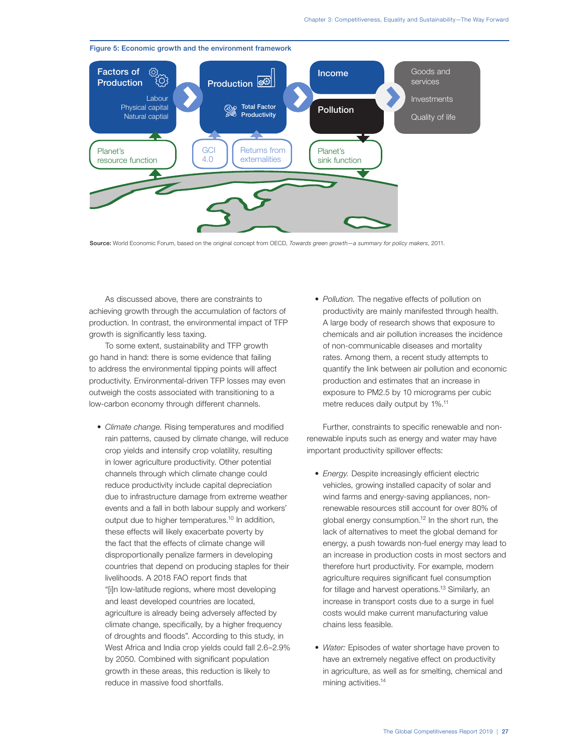**Figure 5: Economic growth and the environment framework**

Factors of Production — Labour, Physical capital, Natural captial

Production — Total Factor Productivity

Income

Pollution

Goods and services

Investments

Quality of life

Planet's resource function

GCI 4.0

Returns from externalities

Planet's sink function

**Source:** World Economic Forum, based on the original concept from OECD, *Towards green growth—a summary for policy makers*, 2011.

As discussed above, there are constraints to achieving growth through the accumulation of factors of production. In contrast, the environmental impact of TFP growth is significantly less taxing.

To some extent, sustainability and TFP growth go hand in hand: there is some evidence that failing to address the environmental tipping points will affect productivity. Environmental-driven TFP losses may even outweigh the costs associated with transitioning to a low-carbon economy through different channels.

- *Climate change.* Rising temperatures and modified rain patterns, caused by climate change, will reduce crop yields and intensify crop volatility, resulting in lower agriculture productivity. Other potential channels through which climate change could reduce productivity include capital depreciation due to infrastructure damage from extreme weather events and a fall in both labour supply and workers' output due to higher temperatures.[10] In addition, these effects will likely exacerbate poverty by the fact that the effects of climate change will disproportionally penalize farmers in developing countries that depend on producing staples for their livelihoods. A 2018 FAO report finds that "[i]n low-latitude regions, where most developing and least developed countries are located, agriculture is already being adversely affected by climate change, specifically, by a higher frequency of droughts and floods". According to this study, in West Africa and India crop yields could fall 2.6–2.9% by 2050. Combined with significant population growth in these areas, this reduction is likely to reduce in massive food shortfalls.

- *Pollution.* The negative effects of pollution on productivity are mainly manifested through health. A large body of research shows that exposure to chemicals and air pollution increases the incidence of non-communicable diseases and mortality rates. Among them, a recent study attempts to quantify the link between air pollution and economic production and estimates that an increase in exposure to PM2.5 by 10 micrograms per cubic metre reduces daily output by 1%.[11]

Further, constraints to specific renewable and non-renewable inputs such as energy and water may have important productivity spillover effects:

- *Energy.* Despite increasingly efficient electric vehicles, growing installed capacity of solar and wind farms and energy-saving appliances, non-renewable resources still account for over 80% of global energy consumption.[12] In the short run, the lack of alternatives to meet the global demand for energy, a push towards non-fuel energy may lead to an increase in production costs in most sectors and therefore hurt productivity. For example, modern agriculture requires significant fuel consumption for tillage and harvest operations.[13] Similarly, an increase in transport costs due to a surge in fuel costs would make current manufacturing value chains less feasible.

- *Water:* Episodes of water shortage have proven to have an extremely negative effect on productivity in agriculture, as well as for smelting, chemical and mining activities.[14]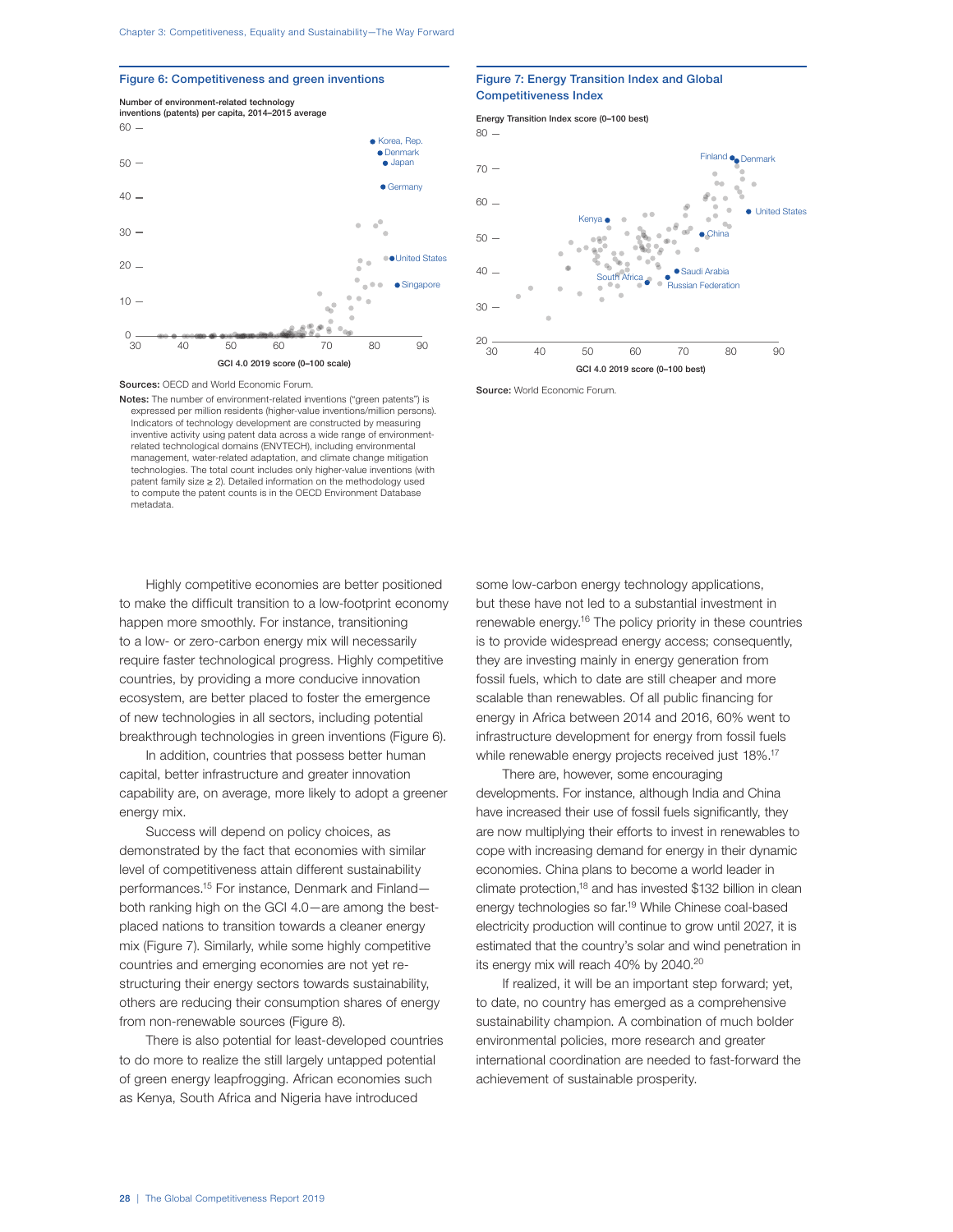**Figure 6: Competitiveness and green inventions**

Sources: OECD and World Economic Forum.

Notes: The number of environment-related inventions ("green patents") is expressed per million residents (higher-value inventions/million persons). Indicators of technology development are constructed by measuring inventive activity using patent data across a wide range of environment-related technological domains (ENVTECH), including environmental management, water-related adaptation, and climate change mitigation technologies. The total count includes only higher-value inventions (with patent family size ≥ 2). Detailed information on the methodology used to compute the patent counts is in the OECD Environment Database metadata.

**Figure 7: Energy Transition Index and Global Competitiveness Index**

Source: World Economic Forum.

Highly competitive economies are better positioned to make the difficult transition to a low-footprint economy happen more smoothly. For instance, transitioning to a low- or zero-carbon energy mix will necessarily require faster technological progress. Highly competitive countries, by providing a more conducive innovation ecosystem, are better placed to foster the emergence of new technologies in all sectors, including potential breakthrough technologies in green inventions (Figure 6).

In addition, countries that possess better human capital, better infrastructure and greater innovation capability are, on average, more likely to adopt a greener energy mix.

Success will depend on policy choices, as demonstrated by the fact that economies with similar level of competitiveness attain different sustainability performances.[15] For instance, Denmark and Finland—both ranking high on the GCI 4.0—are among the best-placed nations to transition towards a cleaner energy mix (Figure 7). Similarly, while some highly competitive countries and emerging economies are not yet re-structuring their energy sectors towards sustainability, others are reducing their consumption shares of energy from non-renewable sources (Figure 8).

There is also potential for least-developed countries to do more to realize the still largely untapped potential of green energy leapfrogging. African economies such as Kenya, South Africa and Nigeria have introduced some low-carbon energy technology applications, but these have not led to a substantial investment in renewable energy.[16] The policy priority in these countries is to provide widespread energy access; consequently, they are investing mainly in energy generation from fossil fuels, which to date are still cheaper and more scalable than renewables. Of all public financing for energy in Africa between 2014 and 2016, 60% went to infrastructure development for energy from fossil fuels while renewable energy projects received just 18%.[17]

There are, however, some encouraging developments. For instance, although India and China have increased their use of fossil fuels significantly, they are now multiplying their efforts to invest in renewables to cope with increasing demand for energy in their dynamic economies. China plans to become a world leader in climate protection,[18] and has invested $132 billion in clean energy technologies so far.[19] While Chinese coal-based electricity production will continue to grow until 2027, it is estimated that the country's solar and wind penetration in its energy mix will reach 40% by 2040.[20]

If realized, it will be an important step forward; yet, to date, no country has emerged as a comprehensive sustainability champion. A combination of much bolder environmental policies, more research and greater international coordination are needed to fast-forward the achievement of sustainable prosperity.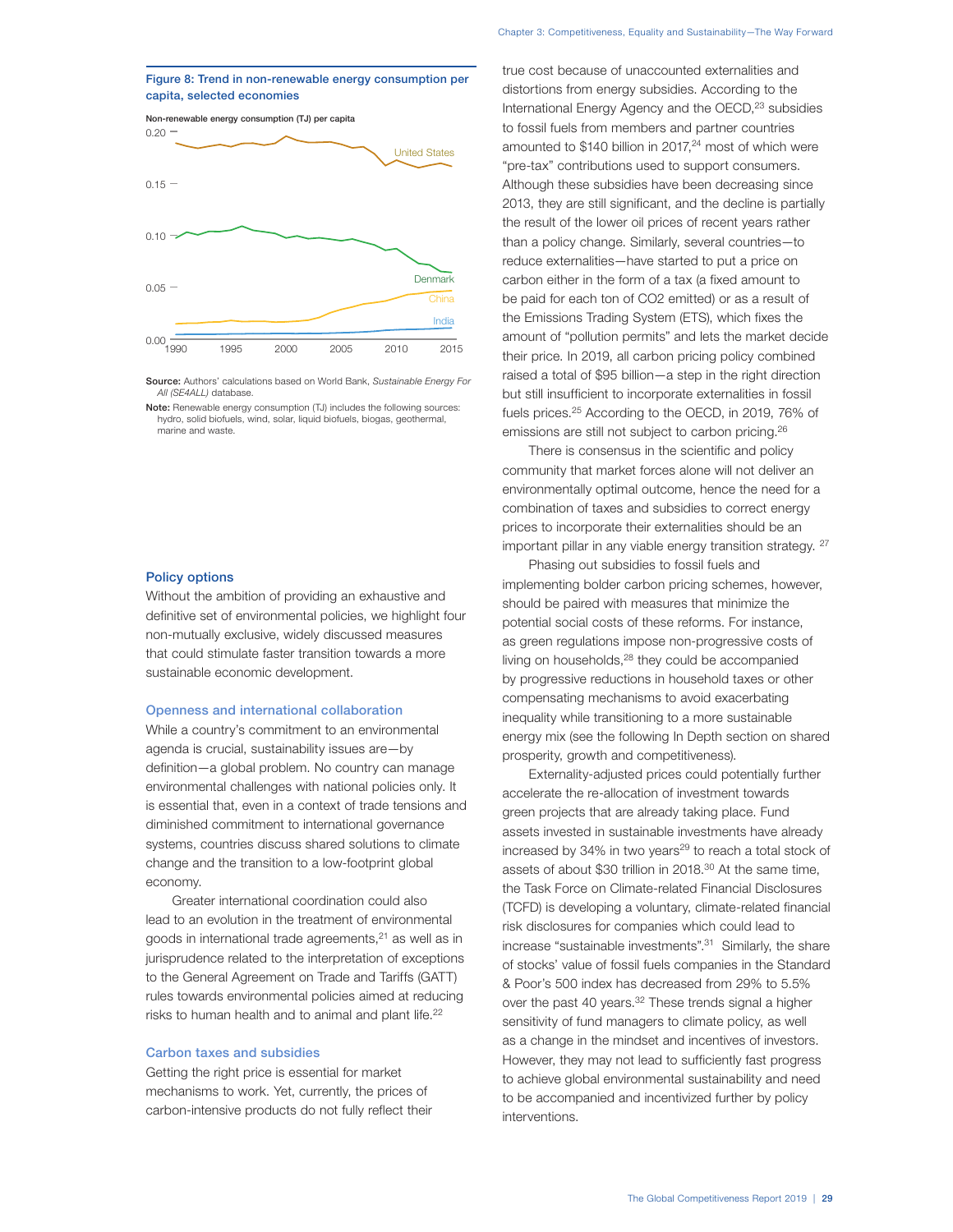**Figure 8: Trend in non-renewable energy consumption per capita, selected economies**

Source: Authors' calculations based on World Bank, *Sustainable Energy For All (SE4ALL)* database.

Note: Renewable energy consumption (TJ) includes the following sources: hydro, solid biofuels, wind, solar, liquid biofuels, biogas, geothermal, marine and waste.

### Policy options

Without the ambition of providing an exhaustive and definitive set of environmental policies, we highlight four non-mutually exclusive, widely discussed measures that could stimulate faster transition towards a more sustainable economic development.

#### Openness and international collaboration

While a country's commitment to an environmental agenda is crucial, sustainability issues are—by definition—a global problem. No country can manage environmental challenges with national policies only. It is essential that, even in a context of trade tensions and diminished commitment to international governance systems, countries discuss shared solutions to climate change and the transition to a low-footprint global economy.

Greater international coordination could also lead to an evolution in the treatment of environmental goods in international trade agreements,[21] as well as in jurisprudence related to the interpretation of exceptions to the General Agreement on Trade and Tariffs (GATT) rules towards environmental policies aimed at reducing risks to human health and to animal and plant life.[22]

#### Carbon taxes and subsidies

Getting the right price is essential for market mechanisms to work. Yet, currently, the prices of carbon-intensive products do not fully reflect their true cost because of unaccounted externalities and distortions from energy subsidies. According to the International Energy Agency and the OECD,[23] subsidies to fossil fuels from members and partner countries amounted to $140 billion in 2017,[24] most of which were "pre-tax" contributions used to support consumers. Although these subsidies have been decreasing since 2013, they are still significant, and the decline is partially the result of the lower oil prices of recent years rather than a policy change. Similarly, several countries—to reduce externalities—have started to put a price on carbon either in the form of a tax (a fixed amount to be paid for each ton of $CO_2$ emitted) or as a result of the Emissions Trading System (ETS), which fixes the amount of "pollution permits" and lets the market decide their price. In 2019, all carbon pricing policy combined raised a total of $95 billion—a step in the right direction but still insufficient to incorporate externalities in fossil fuels prices.[25] According to the OECD, in 2019, 76% of emissions are still not subject to carbon pricing.[26]

There is consensus in the scientific and policy community that market forces alone will not deliver an environmentally optimal outcome, hence the need for a combination of taxes and subsidies to correct energy prices to incorporate their externalities should be an important pillar in any viable energy transition strategy.[27]

Phasing out subsidies to fossil fuels and implementing bolder carbon pricing schemes, however, should be paired with measures that minimize the potential social costs of these reforms. For instance, as green regulations impose non-progressive costs of living on households,[28] they could be accompanied by progressive reductions in household taxes or other compensating mechanisms to avoid exacerbating inequality while transitioning to a more sustainable energy mix (see the following In Depth section on shared prosperity, growth and competitiveness).

Externality-adjusted prices could potentially further accelerate the re-allocation of investment towards green projects that are already taking place. Fund assets invested in sustainable investments have already increased by 34% in two years[29] to reach a total stock of assets of about $30 trillion in 2018.[30] At the same time, the Task Force on Climate-related Financial Disclosures (TCFD) is developing a voluntary, climate-related financial risk disclosures for companies which could lead to increase "sustainable investments".[31] Similarly, the share of stocks' value of fossil fuels companies in the Standard & Poor's 500 index has decreased from 29% to 5.5% over the past 40 years.[32] These trends signal a higher sensitivity of fund managers to climate policy, as well as a change in the mindset and incentives of investors. However, they may not lead to sufficiently fast progress to achieve global environmental sustainability and need to be accompanied and incentivized further by policy interventions.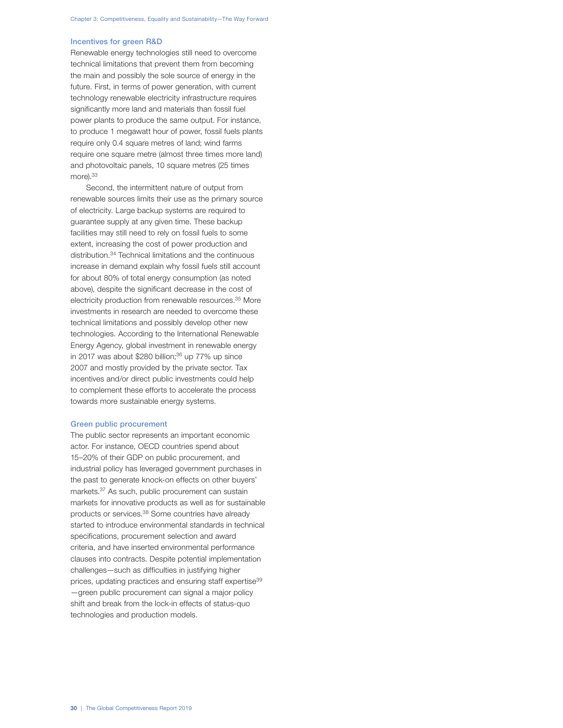### Incentives for green R&D

Renewable energy technologies still need to overcome technical limitations that prevent them from becoming the main and possibly the sole source of energy in the future. First, in terms of power generation, with current technology renewable electricity infrastructure requires significantly more land and materials than fossil fuel power plants to produce the same output. For instance, to produce 1 megawatt hour of power, fossil fuels plants require only 0.4 square metres of land; wind farms require one square metre (almost three times more land) and photovoltaic panels, 10 square metres (25 times more).[33]

Second, the intermittent nature of output from renewable sources limits their use as the primary source of electricity. Large backup systems are required to guarantee supply at any given time. These backup facilities may still need to rely on fossil fuels to some extent, increasing the cost of power production and distribution.[34] Technical limitations and the continuous increase in demand explain why fossil fuels still account for about 80% of total energy consumption (as noted above), despite the significant decrease in the cost of electricity production from renewable resources.[35] More investments in research are needed to overcome these technical limitations and possibly develop other new technologies. According to the International Renewable Energy Agency, global investment in renewable energy in 2017 was about $280 billion;[36] up 77% up since 2007 and mostly provided by the private sector. Tax incentives and/or direct public investments could help to complement these efforts to accelerate the process towards more sustainable energy systems.

### Green public procurement

The public sector represents an important economic actor. For instance, OECD countries spend about 15–20% of their GDP on public procurement, and industrial policy has leveraged government purchases in the past to generate knock-on effects on other buyers' markets.[37] As such, public procurement can sustain markets for innovative products as well as for sustainable products or services.[38] Some countries have already started to introduce environmental standards in technical specifications, procurement selection and award criteria, and have inserted environmental performance clauses into contracts. Despite potential implementation challenges—such as difficulties in justifying higher prices, updating practices and ensuring staff expertise[39]—green public procurement can signal a major policy shift and break from the lock-in effects of status-quo technologies and production models.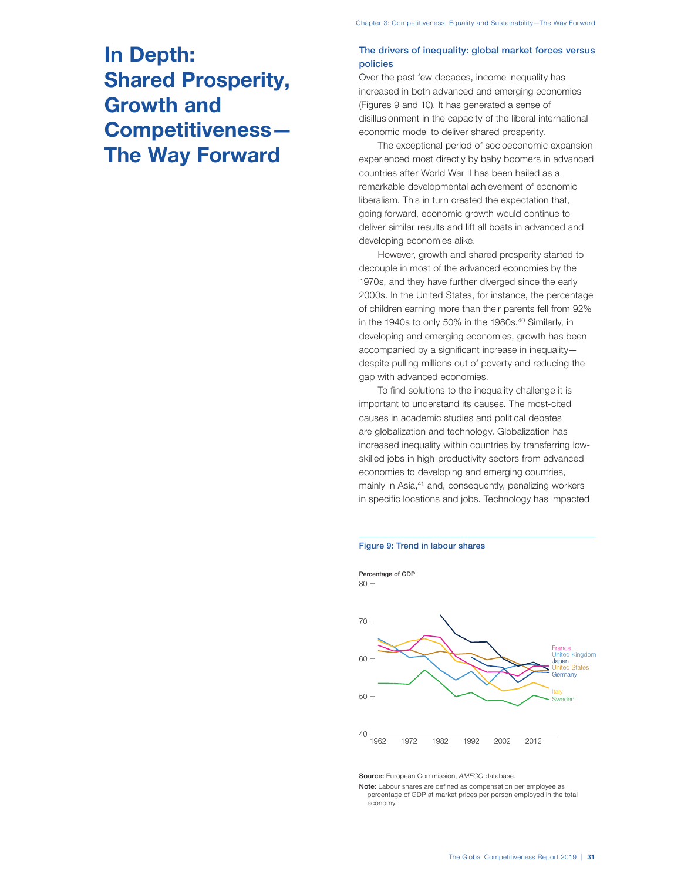# In Depth: Shared Prosperity, Growth and Competitiveness—The Way Forward

### The drivers of inequality: global market forces versus policies

Over the past few decades, income inequality has increased in both advanced and emerging economies (Figures 9 and 10). It has generated a sense of disillusionment in the capacity of the liberal international economic model to deliver shared prosperity.

The exceptional period of socioeconomic expansion experienced most directly by baby boomers in advanced countries after World War II has been hailed as a remarkable developmental achievement of economic liberalism. This in turn created the expectation that, going forward, economic growth would continue to deliver similar results and lift all boats in advanced and developing economies alike.

However, growth and shared prosperity started to decouple in most of the advanced economies by the 1970s, and they have further diverged since the early 2000s. In the United States, for instance, the percentage of children earning more than their parents fell from 92% in the 1940s to only 50% in the 1980s.[40] Similarly, in developing and emerging economies, growth has been accompanied by a significant increase in inequality—despite pulling millions out of poverty and reducing the gap with advanced economies.

To find solutions to the inequality challenge it is important to understand its causes. The most-cited causes in academic studies and political debates are globalization and technology. Globalization has increased inequality within countries by transferring low-skilled jobs in high-productivity sectors from advanced economies to developing and emerging countries, mainly in Asia,[41] and, consequently, penalizing workers in specific locations and jobs. Technology has impacted

**Figure 9: Trend in labour shares**

Percentage of GDP

80 —

70 —

60 —

50 —

40 —

1962 1972 1982 1992 2002 2012

France
United Kingdom
Japan
United States
Germany

Italy
Sweden

**Source:** European Commission, *AMECO* database.

**Note:** Labour shares are defined as compensation per employee as percentage of GDP at market prices per person employed in the total economy.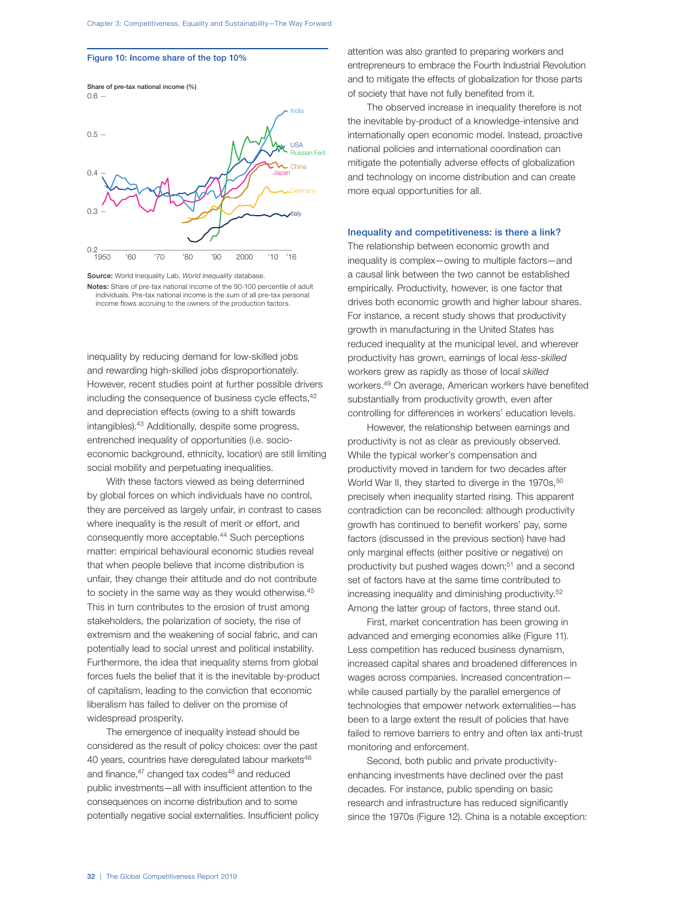**Figure 10: Income share of the top 10%**

Source: World Inequality Lab, *World Inequality* database.

Notes: Share of pre-tax national income of the 90-100 percentile of adult individuals. Pre-tax national income is the sum of all pre-tax personal income flows accruing to the owners of the production factors.

inequality by reducing demand for low-skilled jobs and rewarding high-skilled jobs disproportionately. However, recent studies point at further possible drivers including the consequence of business cycle effects,[42] and depreciation effects (owing to a shift towards intangibles).[43] Additionally, despite some progress, entrenched inequality of opportunities (i.e. socio-economic background, ethnicity, location) are still limiting social mobility and perpetuating inequalities.

With these factors viewed as being determined by global forces on which individuals have no control, they are perceived as largely unfair, in contrast to cases where inequality is the result of merit or effort, and consequently more acceptable.[44] Such perceptions matter: empirical behavioural economic studies reveal that when people believe that income distribution is unfair, they change their attitude and do not contribute to society in the same way as they would otherwise.[45] This in turn contributes to the erosion of trust among stakeholders, the polarization of society, the rise of extremism and the weakening of social fabric, and can potentially lead to social unrest and political instability. Furthermore, the idea that inequality stems from global forces fuels the belief that it is the inevitable by-product of capitalism, leading to the conviction that economic liberalism has failed to deliver on the promise of widespread prosperity.

The emergence of inequality instead should be considered as the result of policy choices: over the past 40 years, countries have deregulated labour markets[46] and finance,[47] changed tax codes[48] and reduced public investments—all with insufficient attention to the consequences on income distribution and to some potentially negative social externalities. Insufficient policy attention was also granted to preparing workers and entrepreneurs to embrace the Fourth Industrial Revolution and to mitigate the effects of globalization for those parts of society that have not fully benefited from it.

The observed increase in inequality therefore is not the inevitable by-product of a knowledge-intensive and internationally open economic model. Instead, proactive national policies and international coordination can mitigate the potentially adverse effects of globalization and technology on income distribution and can create more equal opportunities for all.

### Inequality and competitiveness: is there a link?

The relationship between economic growth and inequality is complex—owing to multiple factors—and a causal link between the two cannot be established empirically. Productivity, however, is one factor that drives both economic growth and higher labour shares. For instance, a recent study shows that productivity growth in manufacturing in the United States has reduced inequality at the municipal level, and wherever productivity has grown, earnings of local *less-skilled* workers grew as rapidly as those of local *skilled* workers.[49] On average, American workers have benefited substantially from productivity growth, even after controlling for differences in workers' education levels.

However, the relationship between earnings and productivity is not as clear as previously observed. While the typical worker's compensation and productivity moved in tandem for two decades after World War II, they started to diverge in the 1970s,[50] precisely when inequality started rising. This apparent contradiction can be reconciled: although productivity growth has continued to benefit workers' pay, some factors (discussed in the previous section) have had only marginal effects (either positive or negative) on productivity but pushed wages down;[51] and a second set of factors have at the same time contributed to increasing inequality and diminishing productivity.[52] Among the latter group of factors, three stand out.

First, market concentration has been growing in advanced and emerging economies alike (Figure 11). Less competition has reduced business dynamism, increased capital shares and broadened differences in wages across companies. Increased concentration—while caused partially by the parallel emergence of technologies that empower network externalities—has been to a large extent the result of policies that have failed to remove barriers to entry and often lax anti-trust monitoring and enforcement.

Second, both public and private productivity-enhancing investments have declined over the past decades. For instance, public spending on basic research and infrastructure has reduced significantly since the 1970s (Figure 12). China is a notable exception: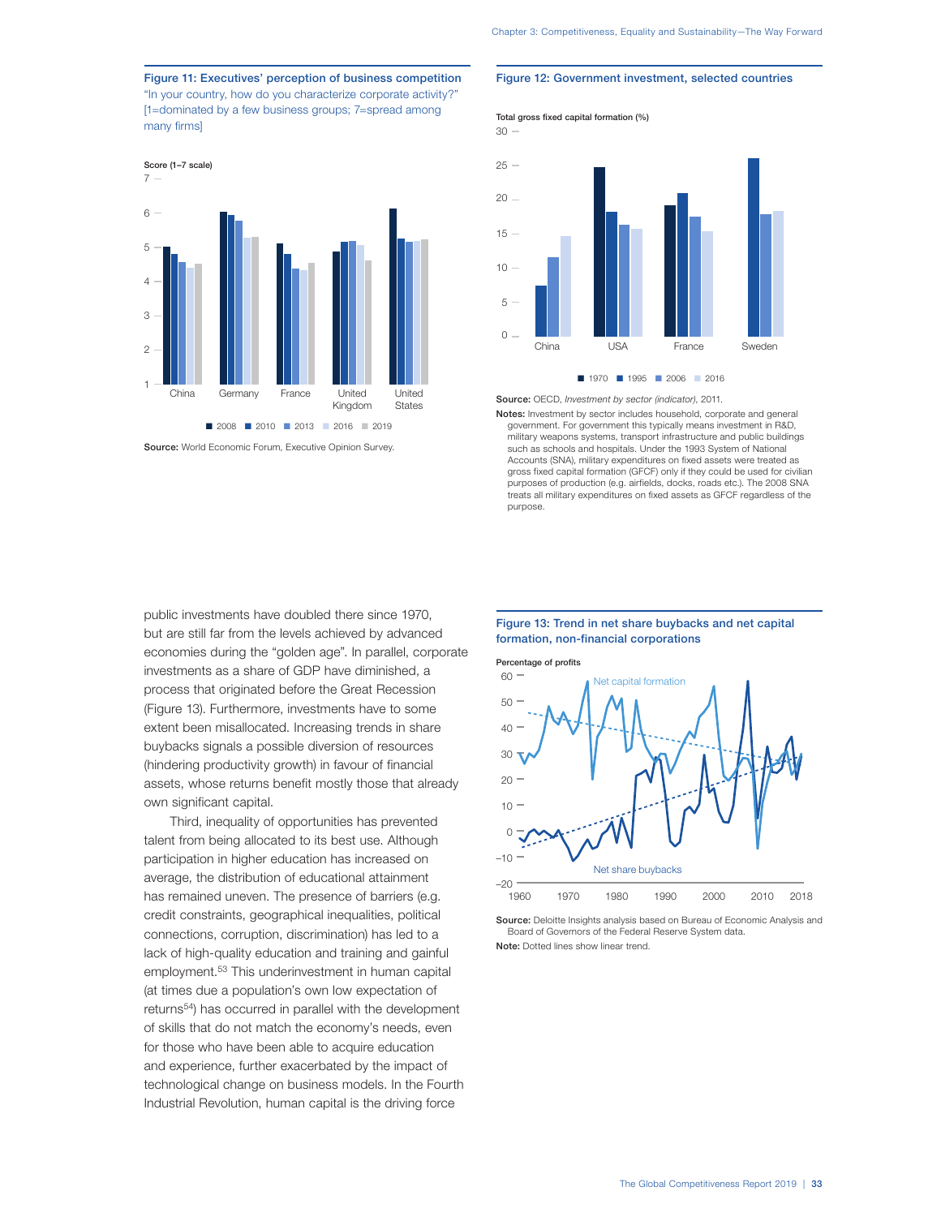**Figure 11: Executives' perception of business competition**
"In your country, how do you characterize corporate activity?" [1=dominated by a few business groups; 7=spread among many firms]

Score (1–7 scale)

Source: World Economic Forum, Executive Opinion Survey.

**Figure 12: Government investment, selected countries**

Total gross fixed capital formation (%)

**Source:** OECD, *Investment by sector (indicator)*, 2011.

**Notes:** Investment by sector includes household, corporate and general government. For government this typically means investment in R&D, military weapons systems, transport infrastructure and public buildings such as schools and hospitals. Under the 1993 System of National Accounts (SNA), military expenditures on fixed assets were treated as gross fixed capital formation (GFCF) only if they could be used for civilian purposes of production (e.g. airfields, docks, roads etc.). The 2008 SNA treats all military expenditures on fixed assets as GFCF regardless of the purpose.

public investments have doubled there since 1970, but are still far from the levels achieved by advanced economies during the "golden age". In parallel, corporate investments as a share of GDP have diminished, a process that originated before the Great Recession (Figure 13). Furthermore, investments have to some extent been misallocated. Increasing trends in share buybacks signals a possible diversion of resources (hindering productivity growth) in favour of financial assets, whose returns benefit mostly those that already own significant capital.

Third, inequality of opportunities has prevented talent from being allocated to its best use. Although participation in higher education has increased on average, the distribution of educational attainment has remained uneven. The presence of barriers (e.g. credit constraints, geographical inequalities, political connections, corruption, discrimination) has led to a lack of high-quality education and training and gainful employment.[53] This underinvestment in human capital (at times due a population's own low expectation of returns[54]) has occurred in parallel with the development of skills that do not match the economy's needs, even for those who have been able to acquire education and experience, further exacerbated by the impact of technological change on business models. In the Fourth Industrial Revolution, human capital is the driving force

**Figure 13: Trend in net share buybacks and net capital formation, non-financial corporations**

Percentage of profits

**Source:** Deloitte Insights analysis based on Bureau of Economic Analysis and Board of Governors of the Federal Reserve System data.

**Note:** Dotted lines show linear trend.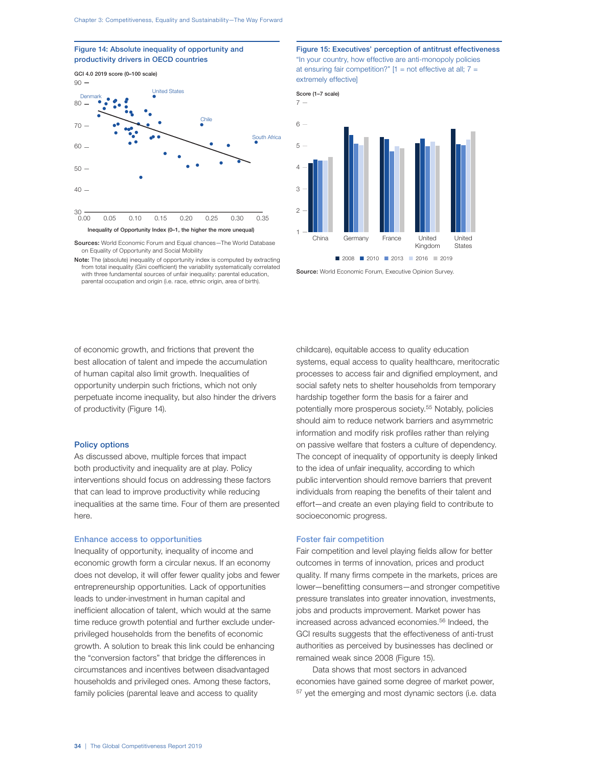**Figure 14: Absolute inequality of opportunity and productivity drivers in OECD countries**

GCI 4.0 2019 score (0–100 scale)

Inequality of Opportunity Index (0–1, the higher the more unequal)

**Sources:** World Economic Forum and Equal chances—The World Database on Equality of Opportunity and Social Mobility

**Note:** The (absolute) inequality of opportunity index is computed by extracting from total inequality (Gini coefficient) the variability systematically correlated with three fundamental sources of unfair inequality: parental education, parental occupation and origin (i.e. race, ethnic origin, area of birth).

**Figure 15: Executives' perception of antitrust effectiveness**
"In your country, how effective are anti-monopoly policies at ensuring fair competition?" [1 = not effective at all; 7 = extremely effective]

Score (1–7 scale)

**Source:** World Economic Forum, Executive Opinion Survey.

of economic growth, and frictions that prevent the best allocation of talent and impede the accumulation of human capital also limit growth. Inequalities of opportunity underpin such frictions, which not only perpetuate income inequality, but also hinder the drivers of productivity (Figure 14).

## Policy options

As discussed above, multiple forces that impact both productivity and inequality are at play. Policy interventions should focus on addressing these factors that can lead to improve productivity while reducing inequalities at the same time. Four of them are presented here.

### Enhance access to opportunities

Inequality of opportunity, inequality of income and economic growth form a circular nexus. If an economy does not develop, it will offer fewer quality jobs and fewer entrepreneurship opportunities. Lack of opportunities leads to under-investment in human capital and inefficient allocation of talent, which would at the same time reduce growth potential and further exclude under-privileged households from the benefits of economic growth. A solution to break this link could be enhancing the "conversion factors" that bridge the differences in circumstances and incentives between disadvantaged households and privileged ones. Among these factors, family policies (parental leave and access to quality childcare), equitable access to quality education systems, equal access to quality healthcare, meritocratic processes to access fair and dignified employment, and social safety nets to shelter households from temporary hardship together form the basis for a fairer and potentially more prosperous society.[55] Notably, policies should aim to reduce network barriers and asymmetric information and modify risk profiles rather than relying on passive welfare that fosters a culture of dependency. The concept of inequality of opportunity is deeply linked to the idea of unfair inequality, according to which public intervention should remove barriers that prevent individuals from reaping the benefits of their talent and effort—and create an even playing field to contribute to socioeconomic progress.

### Foster fair competition

Fair competition and level playing fields allow for better outcomes in terms of innovation, prices and product quality. If many firms compete in the markets, prices are lower—benefitting consumers—and stronger competitive pressure translates into greater innovation, investments, jobs and products improvement. Market power has increased across advanced economies.[56] Indeed, the GCI results suggests that the effectiveness of anti-trust authorities as perceived by businesses has declined or remained weak since 2008 (Figure 15).

Data shows that most sectors in advanced economies have gained some degree of market power,[57] yet the emerging and most dynamic sectors (i.e. data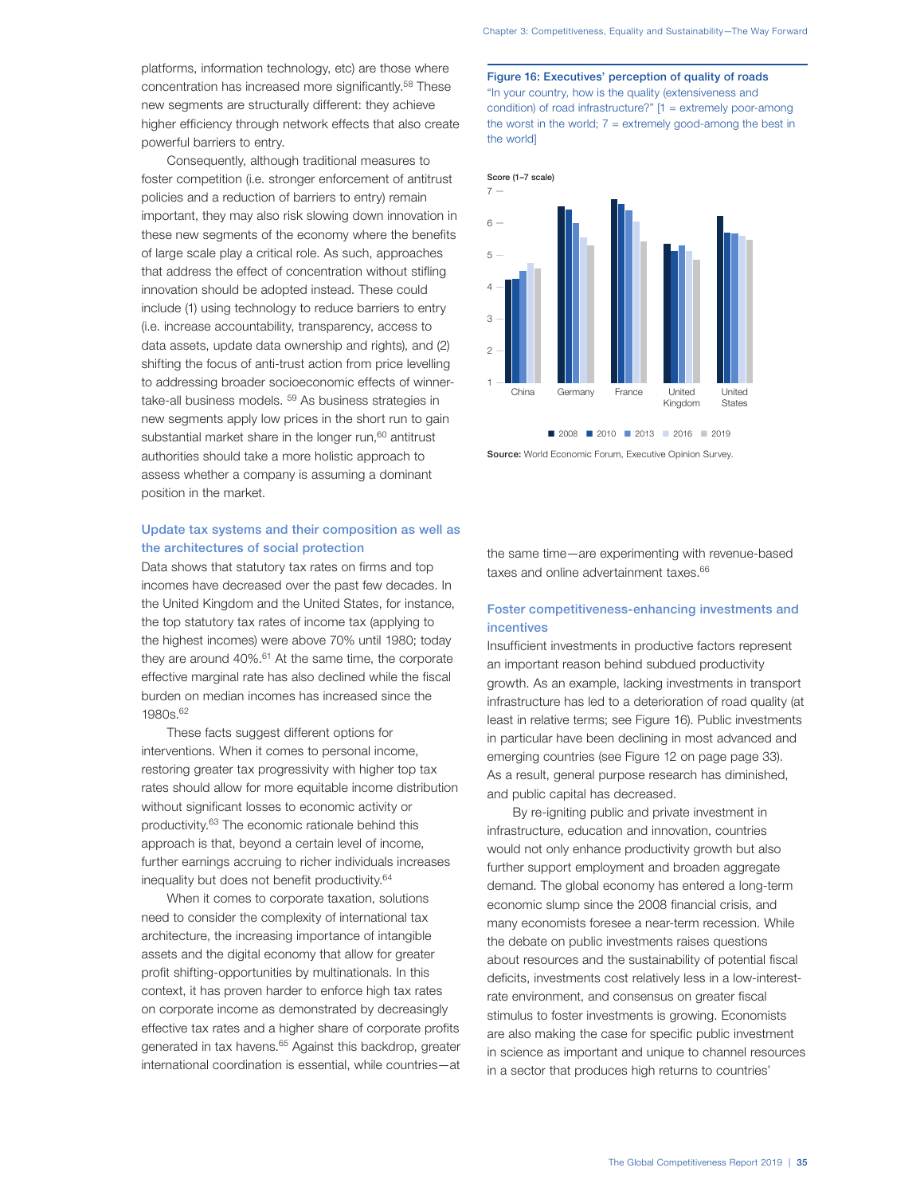platforms, information technology, etc) are those where concentration has increased more significantly.[58] These new segments are structurally different: they achieve higher efficiency through network effects that also create powerful barriers to entry.

Consequently, although traditional measures to foster competition (i.e. stronger enforcement of antitrust policies and a reduction of barriers to entry) remain important, they may also risk slowing down innovation in these new segments of the economy where the benefits of large scale play a critical role. As such, approaches that address the effect of concentration without stifling innovation should be adopted instead. These could include (1) using technology to reduce barriers to entry (i.e. increase accountability, transparency, access to data assets, update data ownership and rights), and (2) shifting the focus of anti-trust action from price levelling to addressing broader socioeconomic effects of winner-take-all business models. [59] As business strategies in new segments apply low prices in the short run to gain substantial market share in the longer run,[60] antitrust authorities should take a more holistic approach to assess whether a company is assuming a dominant position in the market.

### Update tax systems and their composition as well as the architectures of social protection

Data shows that statutory tax rates on firms and top incomes have decreased over the past few decades. In the United Kingdom and the United States, for instance, the top statutory tax rates of income tax (applying to the highest incomes) were above 70% until 1980; today they are around 40%.[61] At the same time, the corporate effective marginal rate has also declined while the fiscal burden on median incomes has increased since the 1980s.[62]

These facts suggest different options for interventions. When it comes to personal income, restoring greater tax progressivity with higher top tax rates should allow for more equitable income distribution without significant losses to economic activity or productivity.[63] The economic rationale behind this approach is that, beyond a certain level of income, further earnings accruing to richer individuals increases inequality but does not benefit productivity.[64]

When it comes to corporate taxation, solutions need to consider the complexity of international tax architecture, the increasing importance of intangible assets and the digital economy that allow for greater profit shifting-opportunities by multinationals. In this context, it has proven harder to enforce high tax rates on corporate income as demonstrated by decreasingly effective tax rates and a higher share of corporate profits generated in tax havens.[65] Against this backdrop, greater international coordination is essential, while countries—at the same time—are experimenting with revenue-based taxes and online advertainment taxes.[66]

**Figure 16: Executives' perception of quality of roads**

"In your country, how is the quality (extensiveness and condition) of road infrastructure?" [1 = extremely poor-among the worst in the world; 7 = extremely good-among the best in the world]

Score (1–7 scale)

| Country | 2008 | 2010 | 2013 | 2016 | 2019 |
|---|---|---|---|---|---|
| China | 4.3 | 4.3 | 4.5 | 4.8 | 4.6 |
| Germany | 6.5 | 6.4 | 6.0 | 5.6 | 5.3 |
| France | 6.7 | 6.6 | 6.4 | 6.1 | 5.4 |
| United Kingdom | 5.4 | 5.2 | 5.3 | 5.2 | 4.9 |
| United States | 6.2 | 5.7 | 5.7 | 5.6 | 5.5 |

**Source:** World Economic Forum, Executive Opinion Survey.

### Foster competitiveness-enhancing investments and incentives

Insufficient investments in productive factors represent an important reason behind subdued productivity growth. As an example, lacking investments in transport infrastructure has led to a deterioration of road quality (at least in relative terms; see Figure 16). Public investments in particular have been declining in most advanced and emerging countries (see Figure 12 on page page 33). As a result, general purpose research has diminished, and public capital has decreased.

By re-igniting public and private investment in infrastructure, education and innovation, countries would not only enhance productivity growth but also further support employment and broaden aggregate demand. The global economy has entered a long-term economic slump since the 2008 financial crisis, and many economists foresee a near-term recession. While the debate on public investments raises questions about resources and the sustainability of potential fiscal deficits, investments cost relatively less in a low-interest-rate environment, and consensus on greater fiscal stimulus to foster investments is growing. Economists are also making the case for specific public investment in science as important and unique to channel resources in a sector that produces high returns to countries'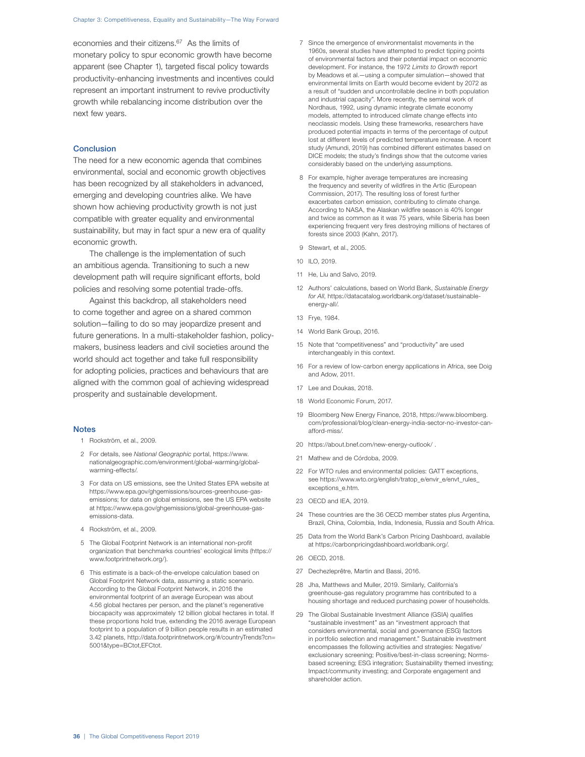economies and their citizens.[67] As the limits of monetary policy to spur economic growth have become apparent (see Chapter 1), targeted fiscal policy towards productivity-enhancing investments and incentives could represent an important instrument to revive productivity growth while rebalancing income distribution over the next few years.

## Conclusion

The need for a new economic agenda that combines environmental, social and economic growth objectives has been recognized by all stakeholders in advanced, emerging and developing countries alike. We have shown how achieving productivity growth is not just compatible with greater equality and environmental sustainability, but may in fact spur a new era of quality economic growth.

The challenge is the implementation of such an ambitious agenda. Transitioning to such a new development path will require significant efforts, bold policies and resolving some potential trade-offs.

Against this backdrop, all stakeholders need to come together and agree on a shared common solution—failing to do so may jeopardize present and future generations. In a multi-stakeholder fashion, policy-makers, business leaders and civil societies around the world should act together and take full responsibility for adopting policies, practices and behaviours that are aligned with the common goal of achieving widespread prosperity and sustainable development.

## Notes

1. Rockström, et al., 2009.
2. For details, see *National Geographic* portal, https://www.nationalgeographic.com/environment/global-warming/global-warming-effects/.
3. For data on US emissions, see the United States EPA website at https://www.epa.gov/ghgemissions/sources-greenhouse-gas-emissions; for data on global emissions, see the US EPA website at https://www.epa.gov/ghgemissions/global-greenhouse-gas-emissions-data.
4. Rockström, et al., 2009.
5. The Global Footprint Network is an international non-profit organization that benchmarks countries' ecological limits (https://www.footprintnetwork.org/).
6. This estimate is a back-of-the-envelope calculation based on Global Footprint Network data, assuming a static scenario. According to the Global Footprint Network, in 2016 the environmental footprint of an average European was about 4.56 global hectares per person, and the planet's regenerative biocapacity was approximately 12 billion global hectares in total. If these proportions hold true, extending the 2016 average European footprint to a population of 9 billion people results in an estimated 3.42 planets, http://data.footprintnetwork.org/#/countryTrends?cn=5001&type=BCtot,EFCtot.
7. Since the emergence of environmentalist movements in the 1960s, several studies have attempted to predict tipping points of environmental factors and their potential impact on economic development. For instance, the 1972 *Limits to Growth* report by Meadows et al.—using a computer simulation—showed that environmental limits on Earth would become evident by 2072 as a result of "sudden and uncontrollable decline in both population and industrial capacity". More recently, the seminal work of Nordhaus, 1992, using dynamic integrate climate economy models, attempted to introduced climate change effects into neoclassic models. Using these frameworks, researchers have produced potential impacts in terms of the percentage of output lost at different levels of predicted temperature increase. A recent study (Amundi, 2019) has combined different estimates based on DICE models; the study's findings show that the outcome varies considerably based on the underlying assumptions.
8. For example, higher average temperatures are increasing the frequency and severity of wildfires in the Artic (European Commission, 2017). The resulting loss of forest further exacerbates carbon emission, contributing to climate change. According to NASA, the Alaskan wildfire season is 40% longer and twice as common as it was 75 years, while Siberia has been experiencing frequent very fires destroying millions of hectares of forests since 2003 (Kahn, 2017).
9. Stewart, et al., 2005.
10. ILO, 2019.
11. He, Liu and Salvo, 2019.
12. Authors' calculations, based on World Bank, *Sustainable Energy for All*, https://datacatalog.worldbank.org/dataset/sustainable-energy-all/.
13. Frye, 1984.
14. World Bank Group, 2016.
15. Note that "competitiveness" and "productivity" are used interchangeably in this context.
16. For a review of low-carbon energy applications in Africa, see Doig and Adow, 2011.
17. Lee and Doukas, 2018.
18. World Economic Forum, 2017.
19. Bloomberg New Energy Finance, 2018, https://www.bloomberg.com/professional/blog/clean-energy-india-sector-no-investor-can-afford-miss/.
20. https://about.bnef.com/new-energy-outlook/ .
21. Mathew and de Córdoba, 2009.
22. For WTO rules and environmental policies: GATT exceptions, see https://www.wto.org/english/tratop_e/envir_e/envt_rules_exceptions_e.htm.
23. OECD and IEA, 2019.
24. These countries are the 36 OECD member states plus Argentina, Brazil, China, Colombia, India, Indonesia, Russia and South Africa.
25. Data from the World Bank's Carbon Pricing Dashboard, available at https://carbonpricingdashboard.worldbank.org/.
26. OECD, 2018.
27. Dechezleprêtre, Martin and Bassi, 2016.
28. Jha, Matthews and Muller, 2019. Similarly, California's greenhouse-gas regulatory programme has contributed to a housing shortage and reduced purchasing power of households.
29. The Global Sustainable Investment Alliance (GSIA) qualifies "sustainable investment" as an "investment approach that considers environmental, social and governance (ESG) factors in portfolio selection and management." Sustainable investment encompasses the following activities and strategies: Negative/exclusionary screening; Positive/best-in-class screening; Norms-based screening; ESG integration; Sustainability themed investing; Impact/community investing; and Corporate engagement and shareholder action.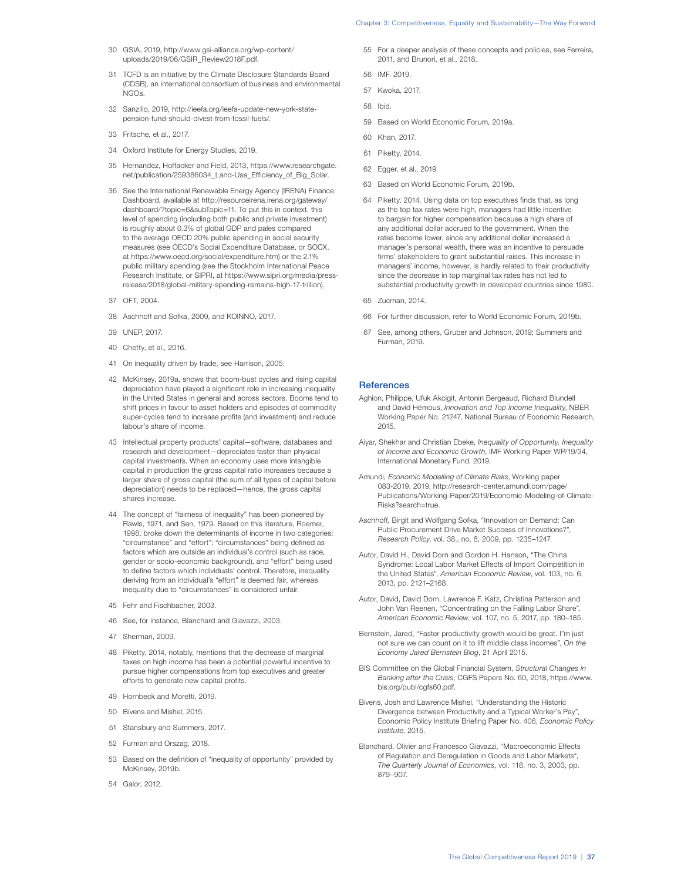30 GSIA, 2019, http://www.gsi-alliance.org/wp-content/uploads/2019/06/GSIR_Review2018F.pdf.

31 TCFD is an initiative by the Climate Disclosure Standards Board (CDSB), an international consortium of business and environmental NGOs.

32 Sanzillo, 2019, http://ieefa.org/ieefa-update-new-york-state-pension-fund-should-divest-from-fossil-fuels/.

33 Fritsche, et al., 2017.

34 Oxford Institute for Energy Studies, 2019.

35 Hernandez, Hoffacker and Field, 2013, https://www.researchgate.net/publication/259386034_Land-Use_Efficiency_of_Big_Solar.

36 See the International Renewable Energy Agency (IRENA) Finance Dashboard, available at http://resourceirena.irena.org/gateway/dashboard/?topic=6&subTopic=11. To put this in context, this level of spending (including both public and private investment) is roughly about 0.3% of global GDP and pales compared to the average OECD 20% public spending in social security measures (see OECD's Social Expenditure Database, or SOCX, at https://www.oecd.org/social/expenditure.htm) or the 2.1% public military spending (see the Stockholm International Peace Research Institute, or SIPRI, at https://www.sipri.org/media/press-release/2018/global-military-spending-remains-high-17-trillion).

37 OFT, 2004.

38 Aschhoff and Sofka, 2009, and KOINNO, 2017.

39 UNEP, 2017.

40 Chetty, et al., 2016.

41 On inequality driven by trade, see Harrison, 2005.

42 McKinsey, 2019a, shows that boom-bust cycles and rising capital depreciation have played a significant role in increasing inequality in the United States in general and across sectors. Booms tend to shift prices in favour to asset holders and episodes of commodity super-cycles tend to increase profits (and investment) and reduce labour's share of income.

43 Intellectual property products' capital—software, databases and research and development—depreciates faster than physical capital investments. When an economy uses more intangible capital in production the gross capital ratio increases because a larger share of gross capital (the sum of all types of capital before depreciation) needs to be replaced—hence, the gross capital shares increase.

44 The concept of "fairness of inequality" has been pioneered by Rawls, 1971, and Sen, 1979. Based on this literature, Roemer, 1998, broke down the determinants of income in two categories: "circumstance" and "effort": "circumstances" being defined as factors which are outside an individual's control (such as race, gender or socio-economic background), and "effort" being used to define factors which individuals' control. Therefore, inequality deriving from an individual's "effort" is deemed fair, whereas inequality due to "circumstances" is considered unfair.

45 Fehr and Fischbacher, 2003.

46 See, for instance, Blanchard and Giavazzi, 2003.

47 Sherman, 2009.

48 Piketty, 2014, notably, mentions that the decrease of marginal taxes on high income has been a potential powerful incentive to pursue higher compensations from top executives and greater efforts to generate new capital profits.

49 Hornbeck and Moretti, 2019.

50 Bivens and Mishel, 2015.

51 Stansbury and Summers, 2017.

52 Furman and Orszag, 2018.

53 Based on the definition of "inequality of opportunity" provided by McKinsey, 2019b.

54 Galor, 2012.

55 For a deeper analysis of these concepts and policies, see Ferreira, 2011, and Brunori, et al., 2018.

56 IMF, 2019.

57 Kwoka, 2017.

58 Ibid.

59 Based on World Economic Forum, 2019a.

60 Khan, 2017.

61 Piketty, 2014.

62 Egger, et al., 2019.

63 Based on World Economic Forum, 2019b.

64 Piketty, 2014. Using data on top executives finds that, as long as the top tax rates were high, managers had little incentive to bargain for higher compensation because a high share of any additional dollar accrued to the government. When the rates become lower, since any additional dollar increased a manager's personal wealth, there was an incentive to persuade firms' stakeholders to grant substantial raises. This increase in managers' income, however, is hardly related to their productivity since the decrease in top marginal tax rates has not led to substantial productivity growth in developed countries since 1980.

65 Zucman, 2014.

66 For further discussion, refer to World Economic Forum, 2019b.

67 See, among others, Gruber and Johnson, 2019; Summers and Furman, 2019.

## References

Aghion, Philippe, Ufuk Akcigit, Antonin Bergeaud, Richard Blundell and David Hémous, *Innovation and Top Income Inequality*, NBER Working Paper No. 21247, National Bureau of Economic Research, 2015.

Aiyar, Shekhar and Christian Ebeke, *Inequality of Opportunity, Inequality of Income and Economic Growth*, IMF Working Paper WP/19/34, International Monetary Fund, 2019.

Amundi, *Economic Modelling of Climate Risks*, Working paper 083-2019, 2019, http://research-center.amundi.com/page/Publications/Working-Paper/2019/Economic-Modeling-of-Climate-Risks?search=true.

Aschhoff, Birgit and Wolfgang Sofka, "Innovation on Demand: Can Public Procurement Drive Market Success of Innovations?", *Research Policy*, vol. 38., no. 8, 2009, pp. 1235–1247.

Autor, David H., David Dorn and Gordon H. Hanson, "The China Syndrome: Local Labor Market Effects of Import Competition in the United States", *American Economic Review*, vol. 103, no. 6, 2013, pp. 2121–2168.

Autor, David, David Dorn, Lawrence F. Katz, Christina Patterson and John Van Reenen, "Concentrating on the Falling Labor Share", *American Economic Review*, vol. 107, no. 5, 2017, pp. 180–185.

Bernstein, Jared, "Faster productivity growth would be great. I"m just not sure we can count on it to lift middle class incomes", *On the Economy Jared Bernstein Blog*, 21 April 2015.

BIS Committee on the Global Financial System, *Structural Changes in Banking after the Crisis*, CGFS Papers No. 60, 2018, https://www.bis.org/publ/cgfs60.pdf.

Bivens, Josh and Lawrence Mishel, "Understanding the Historic Divergence between Productivity and a Typical Worker's Pay", Economic Policy Institute Briefing Paper No. 406, *Economic Policy Institute*, 2015.

Blanchard, Olivier and Francesco Giavazzi, "Macroeconomic Effects of Regulation and Deregulation in Goods and Labor Markets", *The Quarterly Journal of Economics*, vol. 118, no. 3, 2003, pp. 879–907.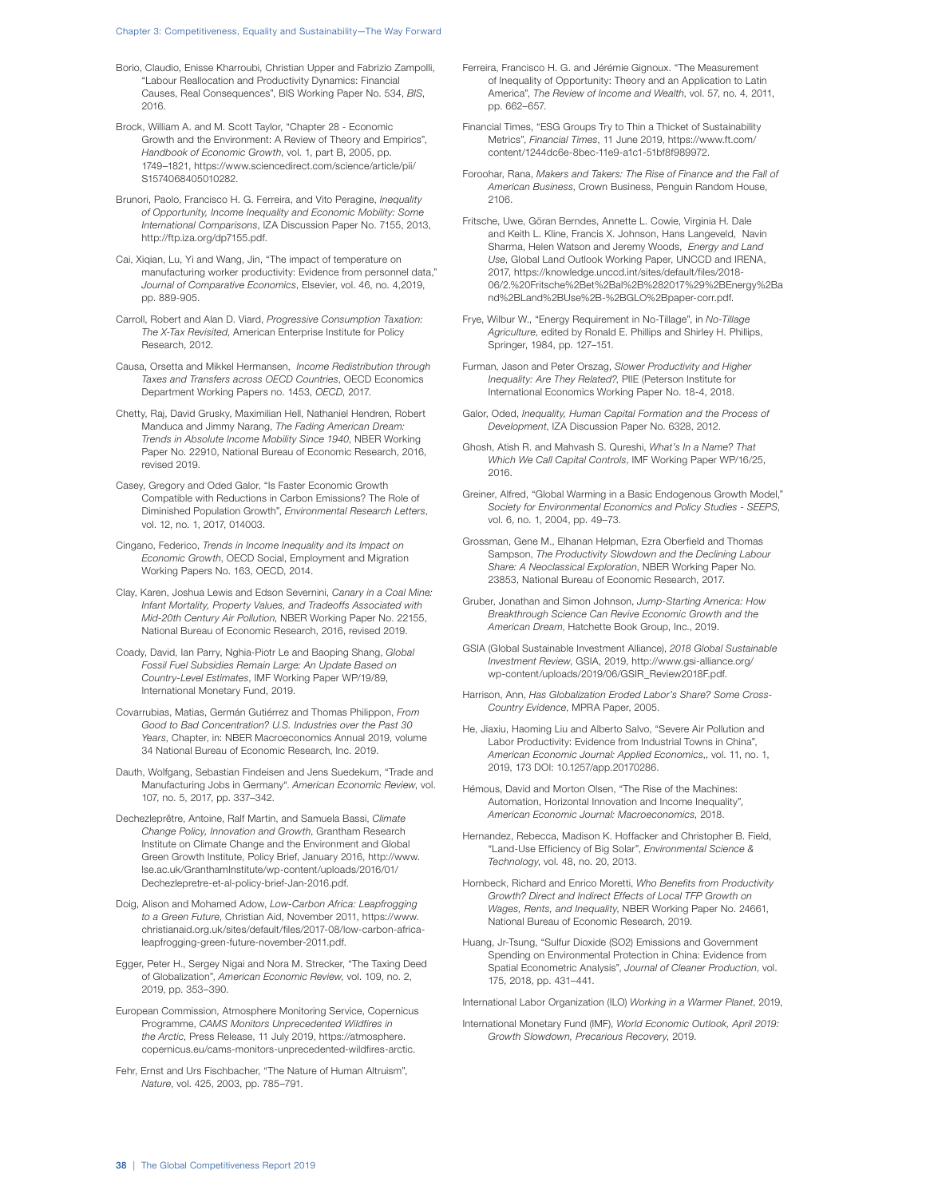Borio, Claudio, Enisse Kharroubi, Christian Upper and Fabrizio Zampolli, "Labour Reallocation and Productivity Dynamics: Financial Causes, Real Consequences", BIS Working Paper No. 534, *BIS*, 2016.

Brock, William A. and M. Scott Taylor, "Chapter 28 - Economic Growth and the Environment: A Review of Theory and Empirics", *Handbook of Economic Growth*, vol. 1, part B, 2005, pp. 1749–1821, https://www.sciencedirect.com/science/article/pii/S1574068405010282.

Brunori, Paolo, Francisco H. G. Ferreira, and Vito Peragine, *Inequality of Opportunity, Income Inequality and Economic Mobility: Some International Comparisons*, IZA Discussion Paper No. 7155, 2013, http://ftp.iza.org/dp7155.pdf.

Cai, Xiqian, Lu, Yi and Wang, Jin, "The impact of temperature on manufacturing worker productivity: Evidence from personnel data," *Journal of Comparative Economics*, Elsevier, vol. 46, no. 4,2019, pp. 889-905.

Carroll, Robert and Alan D. Viard, *Progressive Consumption Taxation: The X-Tax Revisited*, American Enterprise Institute for Policy Research, 2012.

Causa, Orsetta and Mikkel Hermansen, *Income Redistribution through Taxes and Transfers across OECD Countries*, OECD Economics Department Working Papers no. 1453, *OECD*, 2017.

Chetty, Raj, David Grusky, Maximilian Hell, Nathaniel Hendren, Robert Manduca and Jimmy Narang, *The Fading American Dream: Trends in Absolute Income Mobility Since 1940*, NBER Working Paper No. 22910, National Bureau of Economic Research, 2016, revised 2019.

Casey, Gregory and Oded Galor, "Is Faster Economic Growth Compatible with Reductions in Carbon Emissions? The Role of Diminished Population Growth", *Environmental Research Letters*, vol. 12, no. 1, 2017, 014003.

Cingano, Federico, *Trends in Income Inequality and its Impact on Economic Growth*, OECD Social, Employment and Migration Working Papers No. 163, OECD, 2014.

Clay, Karen, Joshua Lewis and Edson Severnini, *Canary in a Coal Mine: Infant Mortality, Property Values, and Tradeoffs Associated with Mid-20th Century Air Pollution*, NBER Working Paper No. 22155, National Bureau of Economic Research, 2016, revised 2019.

Coady, David, Ian Parry, Nghia-Piotr Le and Baoping Shang, *Global Fossil Fuel Subsidies Remain Large: An Update Based on Country-Level Estimates*, IMF Working Paper WP/19/89, International Monetary Fund, 2019.

Covarrubias, Matias, Germán Gutiérrez and Thomas Philippon, *From Good to Bad Concentration? U.S. Industries over the Past 30 Years*, Chapter, in: NBER Macroeconomics Annual 2019, volume 34 National Bureau of Economic Research, Inc. 2019.

Dauth, Wolfgang, Sebastian Findeisen and Jens Suedekum, "Trade and Manufacturing Jobs in Germany". *American Economic Review*, vol. 107, no. 5, 2017, pp. 337–342.

Dechezleprêtre, Antoine, Ralf Martin, and Samuela Bassi, *Climate Change Policy, Innovation and Growth*, Grantham Research Institute on Climate Change and the Environment and Global Green Growth Institute, Policy Brief, January 2016, http://www.lse.ac.uk/GranthamInstitute/wp-content/uploads/2016/01/Dechezlepretre-et-al-policy-brief-Jan-2016.pdf.

Doig, Alison and Mohamed Adow, *Low-Carbon Africa: Leapfrogging to a Green Future*, Christian Aid, November 2011, https://www.christianaid.org.uk/sites/default/files/2017-08/low-carbon-africa-leapfrogging-green-future-november-2011.pdf.

Egger, Peter H., Sergey Nigai and Nora M. Strecker, "The Taxing Deed of Globalization", *American Economic Review*, vol. 109, no. 2, 2019, pp. 353–390.

European Commission, Atmosphere Monitoring Service, Copernicus Programme, *CAMS Monitors Unprecedented Wildfires in the Arctic*, Press Release, 11 July 2019, https://atmosphere.copernicus.eu/cams-monitors-unprecedented-wildfires-arctic.

Fehr, Ernst and Urs Fischbacher, "The Nature of Human Altruism", *Nature*, vol. 425, 2003, pp. 785–791.

Ferreira, Francisco H. G. and Jérémie Gignoux. "The Measurement of Inequality of Opportunity: Theory and an Application to Latin America", *The Review of Income and Wealth*, vol. 57, no. 4, 2011, pp. 662–657.

Financial Times, "ESG Groups Try to Thin a Thicket of Sustainability Metrics", *Financial Times*, 11 June 2019, https://www.ft.com/content/1244dc6e-8bec-11e9-a1c1-51bf8f989972.

Foroohar, Rana, *Makers and Takers: The Rise of Finance and the Fall of American Business*, Crown Business, Penguin Random House, 2106.

Fritsche, Uwe, Göran Berndes, Annette L. Cowie, Virginia H. Dale and Keith L. Kline, Francis X. Johnson, Hans Langeveld, Navin Sharma, Helen Watson and Jeremy Woods, *Energy and Land Use*, Global Land Outlook Working Paper, UNCCD and IRENA, 2017, https://knowledge.unccd.int/sites/default/files/2018-06/2.%20Fritsche%2Bet%2Bal%2B%282017%29%2BEnergy%2Band%2BLand%2BUse%2B-%2BGLO%2Bpaper-corr.pdf.

Frye, Wilbur W., "Energy Requirement in No-Tillage", in *No-Tillage Agriculture*, edited by Ronald E. Phillips and Shirley H. Phillips, Springer, 1984, pp. 127–151.

Furman, Jason and Peter Orszag, *Slower Productivity and Higher Inequality: Are They Related?*, PIIE (Peterson Institute for International Economics Working Paper No. 18-4, 2018.

Galor, Oded, *Inequality, Human Capital Formation and the Process of Development*, IZA Discussion Paper No. 6328, 2012.

Ghosh, Atish R. and Mahvash S. Qureshi, *What's In a Name? That Which We Call Capital Controls*, IMF Working Paper WP/16/25, 2016.

Greiner, Alfred, "Global Warming in a Basic Endogenous Growth Model," *Society for Environmental Economics and Policy Studies - SEEPS*, vol. 6, no. 1, 2004, pp. 49–73.

Grossman, Gene M., Elhanan Helpman, Ezra Oberfield and Thomas Sampson, *The Productivity Slowdown and the Declining Labour Share: A Neoclassical Exploration*, NBER Working Paper No. 23853, National Bureau of Economic Research, 2017.

Gruber, Jonathan and Simon Johnson, *Jump-Starting America: How Breakthrough Science Can Revive Economic Growth and the American Dream*, Hatchette Book Group, Inc., 2019.

GSIA (Global Sustainable Investment Alliance), *2018 Global Sustainable Investment Review*, GSIA, 2019, http://www.gsi-alliance.org/wp-content/uploads/2019/06/GSIR_Review2018F.pdf.

Harrison, Ann, *Has Globalization Eroded Labor's Share? Some Cross-Country Evidence*, MPRA Paper, 2005.

He, Jiaxiu, Haoming Liu and Alberto Salvo, "Severe Air Pollution and Labor Productivity: Evidence from Industrial Towns in China", *American Economic Journal: Applied Economics*,, vol. 11, no. 1, 2019, 173 DOI: 10.1257/app.20170286.

Hémous, David and Morton Olsen, "The Rise of the Machines: Automation, Horizontal Innovation and Income Inequality", *American Economic Journal: Macroeconomics*, 2018.

Hernandez, Rebecca, Madison K. Hoffacker and Christopher B. Field, "Land-Use Efficiency of Big Solar", *Environmental Science & Technology*, vol. 48, no. 20, 2013.

Hornbeck, Richard and Enrico Moretti, *Who Benefits from Productivity Growth? Direct and Indirect Effects of Local TFP Growth on Wages, Rents, and Inequality*, NBER Working Paper No. 24661, National Bureau of Economic Research, 2019.

Huang, Jr-Tsung, "Sulfur Dioxide (SO2) Emissions and Government Spending on Environmental Protection in China: Evidence from Spatial Econometric Analysis", *Journal of Cleaner Production*, vol. 175, 2018, pp. 431–441.

International Labor Organization (ILO) *Working in a Warmer Planet*, 2019,

International Monetary Fund (IMF), *World Economic Outlook, April 2019: Growth Slowdown, Precarious Recovery*, 2019.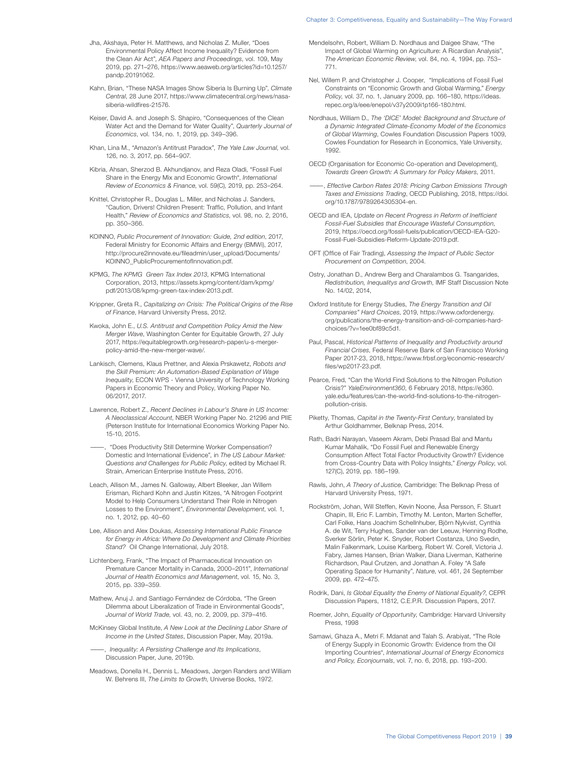Jha, Akshaya, Peter H. Matthews, and Nicholas Z. Muller, "Does Environmental Policy Affect Income Inequality? Evidence from the Clean Air Act", *AEA Papers and Proceedings*, vol. 109, May 2019, pp. 271–276, https://www.aeaweb.org/articles?id=10.1257/pandp.20191062.

Kahn, Brian, "These NASA Images Show Siberia Is Burning Up", *Climate Central*, 28 June 2017, https://www.climatecentral.org/news/nasa-siberia-wildfires-21576.

Keiser, David A. and Joseph S. Shapiro, "Consequences of the Clean Water Act and the Demand for Water Quality", *Quarterly Journal of Economics*, vol. 134, no. 1, 2019, pp. 349–396.

Khan, Lina M., "Amazon's Antitrust Paradox", *The Yale Law Journal*, vol. 126, no. 3, 2017, pp. 564–907.

Kibria, Ahsan, Sherzod B. Akhundjanov, and Reza Oladi, "Fossil Fuel Share in the Energy Mix and Economic Growth", *International Review of Economics & Finance*, vol. 59(C), 2019, pp. 253–264.

Knittel, Christopher R., Douglas L. Miller, and Nicholas J. Sanders, "Caution, Drivers! Children Present: Traffic, Pollution, and Infant Health," *Review of Economics and Statistics*, vol. 98, no. 2, 2016, pp. 350–366.

KOINNO, *Public Procurement of Innovation: Guide, 2nd edition*, 2017, Federal Ministry for Economic Affairs and Energy (BMWi), 2017, http://procure2innovate.eu/fileadmin/user_upload/Documents/KOINNO_PublicProcurementofInnovation.pdf.

KPMG, *The KPMG Green Tax Index 2013*, KPMG International Corporation, 2013, https://assets.kpmg/content/dam/kpmg/pdf/2013/08/kpmg-green-tax-index-2013.pdf.

Krippner, Greta R., *Capitalizing on Crisis: The Political Origins of the Rise of Finance*, Harvard University Press, 2012.

Kwoka, John E., *U.S. Antitrust and Competition Policy Amid the New Merger Wave*, Washington Center for Equitable Growth, 27 July 2017, https://equitablegrowth.org/research-paper/u-s-merger-policy-amid-the-new-merger-wave/.

Lankisch, Clemens, Klaus Prettner, and Alexia Prskawetz, *Robots and the Skill Premium: An Automation-Based Explanation of Wage Inequality*, ECON WPS - Vienna University of Technology Working Papers in Economic Theory and Policy, Working Paper No. 06/2017, 2017.

Lawrence, Robert Z., *Recent Declines in Labour's Share in US Income: A Neoclassical Account*, NBER Working Paper No. 21296 and PIIE (Peterson Institute for International Economics Working Paper No. 15-10, 2015.

——, "Does Productivity Still Determine Worker Compensation? Domestic and International Evidence", in *The US Labour Market: Questions and Challenges for Public Policy*, edited by Michael R. Strain, American Enterprise Institute Press, 2016.

Leach, Allison M., James N. Galloway, Albert Bleeker, Jan Willem Erisman, Richard Kohn and Justin Kitzes, "A Nitrogen Footprint Model to Help Consumers Understand Their Role in Nitrogen Losses to the Environment", *Environmental Development*, vol. 1, no. 1, 2012, pp. 40–60

Lee, Allison and Alex Doukas, *Assessing International Public Finance for Energy in Africa: Where Do Development and Climate Priorities Stand?* Oil Change International, July 2018.

Lichtenberg, Frank, "The Impact of Pharmaceutical Innovation on Premature Cancer Mortality in Canada, 2000–2011", *International Journal of Health Economics and Management*, vol. 15, No. 3, 2015, pp. 339–359.

Mathew, Anuj J. and Santiago Fernández de Córdoba, "The Green Dilemma about Liberalization of Trade in Environmental Goods", *Journal of World Trade*, vol. 43, no. 2, 2009, pp. 379–416.

McKinsey Global Institute, *A New Look at the Declining Labor Share of Income in the United States*, Discussion Paper, May, 2019a.

——, *Inequality: A Persisting Challenge and Its Implications*, Discussion Paper, June, 2019b.

Meadows, Donella H., Dennis L. Meadows, Jørgen Randers and William W. Behrens III, *The Limits to Growth*, Universe Books, 1972.

Mendelsohn, Robert, William D. Nordhaus and Daigee Shaw, "The Impact of Global Warming on Agriculture: A Ricardian Analysis", *The American Economic Review*, vol. 84, no. 4, 1994, pp. 753–771.

Nel, Willem P. and Christopher J. Cooper, "Implications of Fossil Fuel Constraints on "Economic Growth and Global Warming," *Energy Policy*, vol. 37, no. 1, January 2009, pp. 166–180, https://ideas.repec.org/a/eee/enepol/v37y2009i1p166-180.html.

Nordhaus, William D., *The 'DICE' Model: Background and Structure of a Dynamic Integrated Climate-Economy Model of the Economics of Global Warming*, Cowles Foundation Discussion Papers 1009, Cowles Foundation for Research in Economics, Yale University, 1992.

OECD (Organisation for Economic Co-operation and Development), *Towards Green Growth: A Summary for Policy Makers*, 2011.

——, *Effective Carbon Rates 2018: Pricing Carbon Emissions Through Taxes and Emissions Trading*, OECD Publishing, 2018, https://doi.org/10.1787/9789264305304-en.

OECD and IEA, *Update on Recent Progress in Reform of Inefficient Fossil-Fuel Subsidies that Encourage Wasteful Consumption*, 2019, https://oecd.org/fossil-fuels/publication/OECD-IEA-G20-Fossil-Fuel-Subsidies-Reform-Update-2019.pdf.

OFT (Office of Fair Trading), *Assessing the Impact of Public Sector Procurement on Competition*, 2004.

Ostry, Jonathan D., Andrew Berg and Charalambos G. Tsangarides, *Redistribution, Inequalitys and Growth*, IMF Staff Discussion Note No. 14/02, 2014,

Oxford Institute for Energy Studies, *The Energy Transition and Oil Companies" Hard Choices*, 2019, https://www.oxfordenergy.org/publications/the-energy-transition-and-oil-companies-hard-choices/?v=1ee0bf89c5d1.

Paul, Pascal, *Historical Patterns of Inequality and Productivity around Financial Crises*, Federal Reserve Bank of San Francisco Working Paper 2017-23, 2018, https://www.frbsf.org/economic-research/files/wp2017-23.pdf.

Pearce, Fred, "Can the World Find Solutions to the Nitrogen Pollution Crisis?" *YaleEnvironment360*, 6 February 2018, https://e360.yale.edu/features/can-the-world-find-solutions-to-the-nitrogen-pollution-crisis.

Piketty, Thomas, *Capital in the Twenty-First Century*, translated by Arthur Goldhammer, Belknap Press, 2014.

Rath, Badri Narayan, Vaseem Akram, Debi Prasad Bal and Mantu Kumar Mahalik, "Do Fossil Fuel and Renewable Energy Consumption Affect Total Factor Productivity Growth? Evidence from Cross-Country Data with Policy Insights," *Energy Policy*, vol. 127(C), 2019, pp. 186–199.

Rawls, John, *A Theory of Justice*, Cambridge: The Belknap Press of Harvard University Press, 1971.

Rockström, Johan, Will Steffen, Kevin Noone, Åsa Persson, F. Stuart Chapin, III, Eric F. Lambin, Timothy M. Lenton, Marten Scheffer, Carl Folke, Hans Joachim Schellnhuber, Björn Nykvist, Cynthia A. de Wit, Terry Hughes, Sander van der Leeuw, Henning Rodhe, Sverker Sörlin, Peter K. Snyder, Robert Costanza, Uno Svedin, Malin Falkenmark, Louise Karlberg, Robert W. Corell, Victoria J. Fabry, James Hansen, Brian Walker, Diana Liverman, Katherine Richardson, Paul Crutzen, and Jonathan A. Foley "A Safe Operating Space for Humanity", *Nature*, vol. 461, 24 September 2009, pp. 472–475.

Rodrik, Dani, *Is Global Equality the Enemy of National Equality?*, CEPR Discussion Papers, 11812, C.E.P.R. Discussion Papers, 2017.

Roemer, John, *Equality of Opportunity*, Cambridge: Harvard University Press, 1998

Samawi, Ghaza A., Metri F. Mdanat and Talah S. Arabiyat, "The Role of Energy Supply in Economic Growth: Evidence from the Oil Importing Countries", *International Journal of Energy Economics and Policy, Econjournals*, vol. 7, no. 6, 2018, pp. 193–200.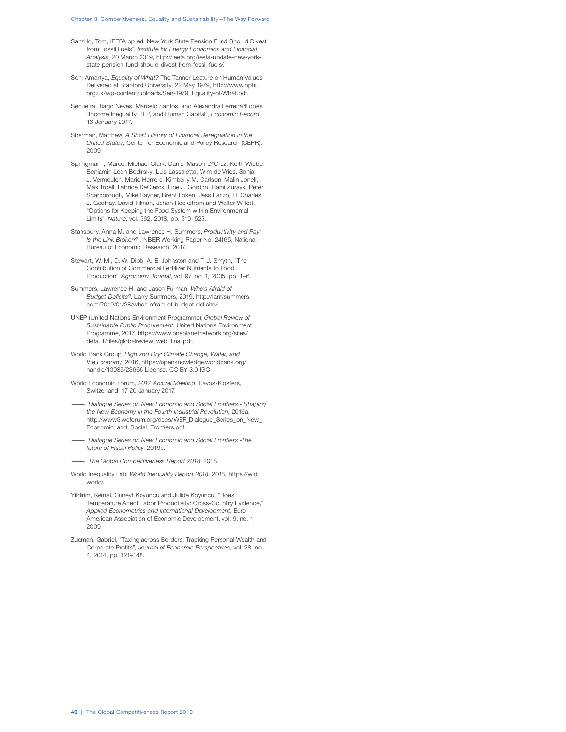Sanzillo, Tom, IEEFA op ed: New York State Pension Fund Should Divest from Fossil Fuels", *Institute for Energy Economics and Financial Analysis*, 20 March 2019, http://ieefa.org/ieefa-update-new-york-state-pension-fund-should-divest-from-fossil-fuels/.

Sen, Amartya, *Equality of What?* The Tanner Lecture on Human Values, Delivered at Stanford University, 22 May 1979, http://www.ophi.org.uk/wp-content/uploads/Sen-1979_Equality-of-What.pdf.

Sequeira, Tiago Neves, Marcelo Santos, and Alexandra Ferreira�Lopes, "Income Inequality, TFP, and Human Capital", *Economic Record*, 16 January 2017.

Sherman, Matthew, *A Short History of Financial Deregulation in the United States*, Center for Economic and Policy Research (CEPR), 2009.

Springmann, Marco, Michael Clark, Daniel Mason-D"Croz, Keith Wiebe, Benjamin Leon Bodirsky, Luis Lassaletta, Wim de Vries, Sonja J. Vermeulen, Mario Herrero, Kimberly M. Carlson, Malin Jonell, Max Troell, Fabrice DeClerck, Line J. Gordon, Rami Zurayk, Peter Scarborough, Mike Rayner, Brent Loken, Jess Fanzo, H. Charles J. Godfray, David Tilman, Johan Rockström and Walter Willett, "Options for Keeping the Food System within Environmental Limits", *Nature*, vol. 562, 2018, pp. 519–525.

Stansbury, Anna M. and Lawrence H. Summers, *Productivity and Pay: Is the Link Broken?* , NBER Working Paper No. 24165, National Bureau of Economic Research, 2017.

Stewart, W. M., D. W. Dibb, A. E. Johnston and T. J. Smyth, "The Contribution of Commercial Fertilizer Nutrients to Food Production", *Agronomy Journal*, vol. 97, no. 1, 2005, pp. 1–6.

Summers, Lawrence H. and Jason Furman, *Who's Afraid of Budget Deficits?*, Larry Summers, 2019, http://larrysummers.com/2019/01/28/whos-afraid-of-budget-deficits/.

UNEP (United Nations Environment Programme), *Global Review of Sustainable Public Procurement*, United Nations Environment Programme, 2017, https://www.oneplanetnetwork.org/sites/default/files/globalreview_web_final.pdf.

World Bank Group, *High and Dry: Climate Change, Water, and the Economy*, 2016, https://openknowledge.worldbank.org/handle/10986/23665 License: CC BY 3.0 IGO.

World Economic Forum, *2017 Annual Meeting*, Davos-Klosters, Switzerland, 17-20 January 2017.

——, *Dialogue Series on New Economic and Social Frontiers - Shaping the New Economy in the Fourth Industrial Revolution*, 2019a, http://www3.weforum.org/docs/WEF_Dialogue_Series_on_New_Economic_and_Social_Frontiers.pdf.

——, *Dialogue Series on New Economic and Social Frontiers -The future of Fiscal Policy*, 2019b.

——, *The Global Competitiveness Report 2018*, 2018.

World Inequality Lab, *World Inequality Report 2018*, 2018, https://wid.world/.

Yildirim, Kemal, Cuneyt Koyuncu and Julide Koyuncu, "Does Temperature Affect Labor Productivity: Cross-Country Evidence," *Applied Econometrics and International Development*, Euro-American Association of Economic Development, vol. 9, no. 1, 2009.

Zucman, Gabriel, "Taxing across Borders: Tracking Personal Wealth and Corporate Profits", *Journal of Economic Perspectives*, vol. 28, no. 4, 2014, pp. 121–148.